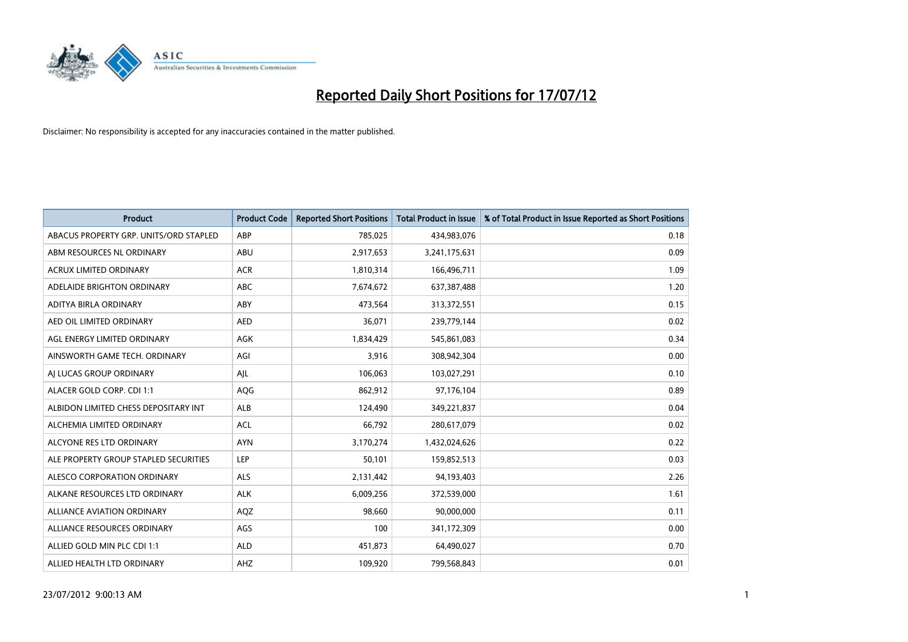# Reported Daily Short Positions for 17/07/12

Disclaimer: No responsibility is accepted for any inaccuracies contained in the matter published.

| Product | Product Code | Reported Short Positions | Total Product in Issue | % of Total Product in Issue Reported as Short Positions |
|---|---|---|---|---|
| ABACUS PROPERTY GRP. UNITS/ORD STAPLED | ABP | 785,025 | 434,983,076 | 0.18 |
| ABM RESOURCES NL ORDINARY | ABU | 2,917,653 | 3,241,175,631 | 0.09 |
| ACRUX LIMITED ORDINARY | ACR | 1,810,314 | 166,496,711 | 1.09 |
| ADELAIDE BRIGHTON ORDINARY | ABC | 7,674,672 | 637,387,488 | 1.20 |
| ADITYA BIRLA ORDINARY | ABY | 473,564 | 313,372,551 | 0.15 |
| AED OIL LIMITED ORDINARY | AED | 36,071 | 239,779,144 | 0.02 |
| AGL ENERGY LIMITED ORDINARY | AGK | 1,834,429 | 545,861,083 | 0.34 |
| AINSWORTH GAME TECH. ORDINARY | AGI | 3,916 | 308,942,304 | 0.00 |
| AJ LUCAS GROUP ORDINARY | AJL | 106,063 | 103,027,291 | 0.10 |
| ALACER GOLD CORP. CDI 1:1 | AQG | 862,912 | 97,176,104 | 0.89 |
| ALBIDON LIMITED CHESS DEPOSITARY INT | ALB | 124,490 | 349,221,837 | 0.04 |
| ALCHEMIA LIMITED ORDINARY | ACL | 66,792 | 280,617,079 | 0.02 |
| ALCYONE RES LTD ORDINARY | AYN | 3,170,274 | 1,432,024,626 | 0.22 |
| ALE PROPERTY GROUP STAPLED SECURITIES | LEP | 50,101 | 159,852,513 | 0.03 |
| ALESCO CORPORATION ORDINARY | ALS | 2,131,442 | 94,193,403 | 2.26 |
| ALKANE RESOURCES LTD ORDINARY | ALK | 6,009,256 | 372,539,000 | 1.61 |
| ALLIANCE AVIATION ORDINARY | AQZ | 98,660 | 90,000,000 | 0.11 |
| ALLIANCE RESOURCES ORDINARY | AGS | 100 | 341,172,309 | 0.00 |
| ALLIED GOLD MIN PLC CDI 1:1 | ALD | 451,873 | 64,490,027 | 0.70 |
| ALLIED HEALTH LTD ORDINARY | AHZ | 109,920 | 799,568,843 | 0.01 |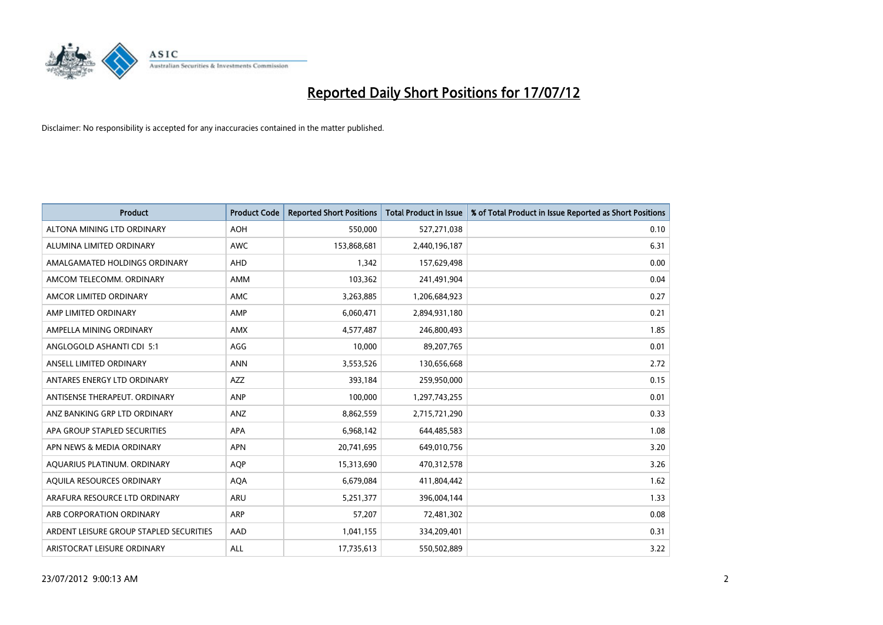# Reported Daily Short Positions for 17/07/12

Disclaimer: No responsibility is accepted for any inaccuracies contained in the matter published.

| Product | Product Code | Reported Short Positions | Total Product in Issue | % of Total Product in Issue Reported as Short Positions |
| --- | --- | --- | --- | --- |
| ALTONA MINING LTD ORDINARY | AOH | 550,000 | 527,271,038 | 0.10 |
| ALUMINA LIMITED ORDINARY | AWC | 153,868,681 | 2,440,196,187 | 6.31 |
| AMALGAMATED HOLDINGS ORDINARY | AHD | 1,342 | 157,629,498 | 0.00 |
| AMCOM TELECOMM. ORDINARY | AMM | 103,362 | 241,491,904 | 0.04 |
| AMCOR LIMITED ORDINARY | AMC | 3,263,885 | 1,206,684,923 | 0.27 |
| AMP LIMITED ORDINARY | AMP | 6,060,471 | 2,894,931,180 | 0.21 |
| AMPELLA MINING ORDINARY | AMX | 4,577,487 | 246,800,493 | 1.85 |
| ANGLOGOLD ASHANTI CDI 5:1 | AGG | 10,000 | 89,207,765 | 0.01 |
| ANSELL LIMITED ORDINARY | ANN | 3,553,526 | 130,656,668 | 2.72 |
| ANTARES ENERGY LTD ORDINARY | AZZ | 393,184 | 259,950,000 | 0.15 |
| ANTISENSE THERAPEUT. ORDINARY | ANP | 100,000 | 1,297,743,255 | 0.01 |
| ANZ BANKING GRP LTD ORDINARY | ANZ | 8,862,559 | 2,715,721,290 | 0.33 |
| APA GROUP STAPLED SECURITIES | APA | 6,968,142 | 644,485,583 | 1.08 |
| APN NEWS & MEDIA ORDINARY | APN | 20,741,695 | 649,010,756 | 3.20 |
| AQUARIUS PLATINUM. ORDINARY | AQP | 15,313,690 | 470,312,578 | 3.26 |
| AQUILA RESOURCES ORDINARY | AQA | 6,679,084 | 411,804,442 | 1.62 |
| ARAFURA RESOURCE LTD ORDINARY | ARU | 5,251,377 | 396,004,144 | 1.33 |
| ARB CORPORATION ORDINARY | ARP | 57,207 | 72,481,302 | 0.08 |
| ARDENT LEISURE GROUP STAPLED SECURITIES | AAD | 1,041,155 | 334,209,401 | 0.31 |
| ARISTOCRAT LEISURE ORDINARY | ALL | 17,735,613 | 550,502,889 | 3.22 |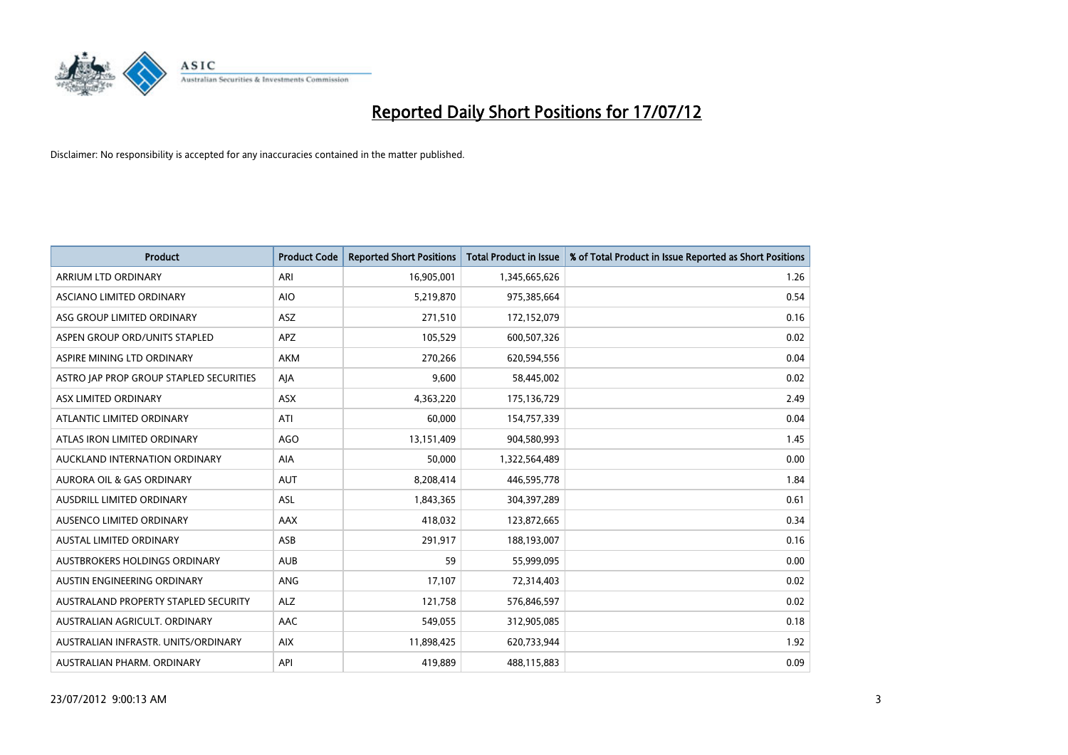# Reported Daily Short Positions for 17/07/12

Disclaimer: No responsibility is accepted for any inaccuracies contained in the matter published.

| Product | Product Code | Reported Short Positions | Total Product in Issue | % of Total Product in Issue Reported as Short Positions |
|---|---|---|---|---|
| ARRIUM LTD ORDINARY | ARI | 16,905,001 | 1,345,665,626 | 1.26 |
| ASCIANO LIMITED ORDINARY | AIO | 5,219,870 | 975,385,664 | 0.54 |
| ASG GROUP LIMITED ORDINARY | ASZ | 271,510 | 172,152,079 | 0.16 |
| ASPEN GROUP ORD/UNITS STAPLED | APZ | 105,529 | 600,507,326 | 0.02 |
| ASPIRE MINING LTD ORDINARY | AKM | 270,266 | 620,594,556 | 0.04 |
| ASTRO JAP PROP GROUP STAPLED SECURITIES | AJA | 9,600 | 58,445,002 | 0.02 |
| ASX LIMITED ORDINARY | ASX | 4,363,220 | 175,136,729 | 2.49 |
| ATLANTIC LIMITED ORDINARY | ATI | 60,000 | 154,757,339 | 0.04 |
| ATLAS IRON LIMITED ORDINARY | AGO | 13,151,409 | 904,580,993 | 1.45 |
| AUCKLAND INTERNATION ORDINARY | AIA | 50,000 | 1,322,564,489 | 0.00 |
| AURORA OIL & GAS ORDINARY | AUT | 8,208,414 | 446,595,778 | 1.84 |
| AUSDRILL LIMITED ORDINARY | ASL | 1,843,365 | 304,397,289 | 0.61 |
| AUSENCO LIMITED ORDINARY | AAX | 418,032 | 123,872,665 | 0.34 |
| AUSTAL LIMITED ORDINARY | ASB | 291,917 | 188,193,007 | 0.16 |
| AUSTBROKERS HOLDINGS ORDINARY | AUB | 59 | 55,999,095 | 0.00 |
| AUSTIN ENGINEERING ORDINARY | ANG | 17,107 | 72,314,403 | 0.02 |
| AUSTRALAND PROPERTY STAPLED SECURITY | ALZ | 121,758 | 576,846,597 | 0.02 |
| AUSTRALIAN AGRICULT. ORDINARY | AAC | 549,055 | 312,905,085 | 0.18 |
| AUSTRALIAN INFRASTR. UNITS/ORDINARY | AIX | 11,898,425 | 620,733,944 | 1.92 |
| AUSTRALIAN PHARM. ORDINARY | API | 419,889 | 488,115,883 | 0.09 |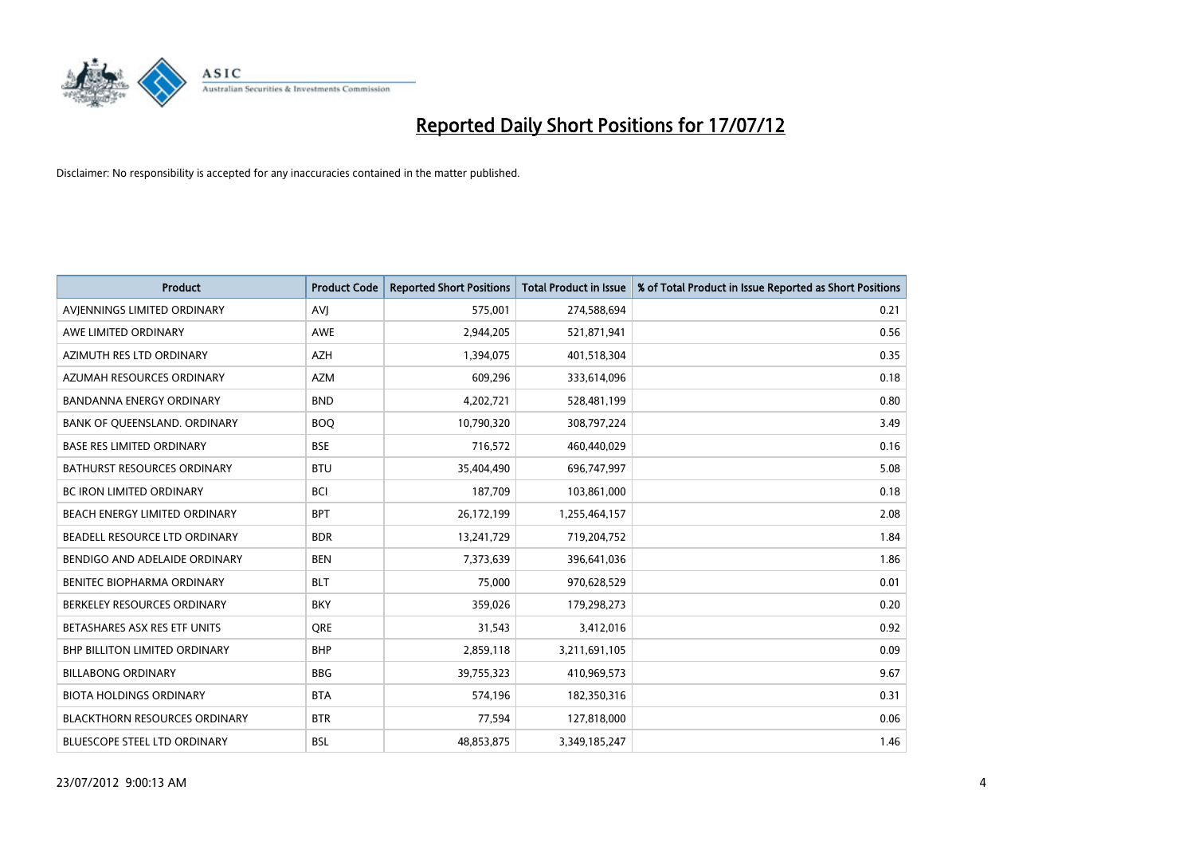# Reported Daily Short Positions for 17/07/12

Disclaimer: No responsibility is accepted for any inaccuracies contained in the matter published.

| Product | Product Code | Reported Short Positions | Total Product in Issue | % of Total Product in Issue Reported as Short Positions |
|---|---|---|---|---|
| AVJENNINGS LIMITED ORDINARY | AVJ | 575,001 | 274,588,694 | 0.21 |
| AWE LIMITED ORDINARY | AWE | 2,944,205 | 521,871,941 | 0.56 |
| AZIMUTH RES LTD ORDINARY | AZH | 1,394,075 | 401,518,304 | 0.35 |
| AZUMAH RESOURCES ORDINARY | AZM | 609,296 | 333,614,096 | 0.18 |
| BANDANNA ENERGY ORDINARY | BND | 4,202,721 | 528,481,199 | 0.80 |
| BANK OF QUEENSLAND. ORDINARY | BOQ | 10,790,320 | 308,797,224 | 3.49 |
| BASE RES LIMITED ORDINARY | BSE | 716,572 | 460,440,029 | 0.16 |
| BATHURST RESOURCES ORDINARY | BTU | 35,404,490 | 696,747,997 | 5.08 |
| BC IRON LIMITED ORDINARY | BCI | 187,709 | 103,861,000 | 0.18 |
| BEACH ENERGY LIMITED ORDINARY | BPT | 26,172,199 | 1,255,464,157 | 2.08 |
| BEADELL RESOURCE LTD ORDINARY | BDR | 13,241,729 | 719,204,752 | 1.84 |
| BENDIGO AND ADELAIDE ORDINARY | BEN | 7,373,639 | 396,641,036 | 1.86 |
| BENITEC BIOPHARMA ORDINARY | BLT | 75,000 | 970,628,529 | 0.01 |
| BERKELEY RESOURCES ORDINARY | BKY | 359,026 | 179,298,273 | 0.20 |
| BETASHARES ASX RES ETF UNITS | QRE | 31,543 | 3,412,016 | 0.92 |
| BHP BILLITON LIMITED ORDINARY | BHP | 2,859,118 | 3,211,691,105 | 0.09 |
| BILLABONG ORDINARY | BBG | 39,755,323 | 410,969,573 | 9.67 |
| BIOTA HOLDINGS ORDINARY | BTA | 574,196 | 182,350,316 | 0.31 |
| BLACKTHORN RESOURCES ORDINARY | BTR | 77,594 | 127,818,000 | 0.06 |
| BLUESCOPE STEEL LTD ORDINARY | BSL | 48,853,875 | 3,349,185,247 | 1.46 |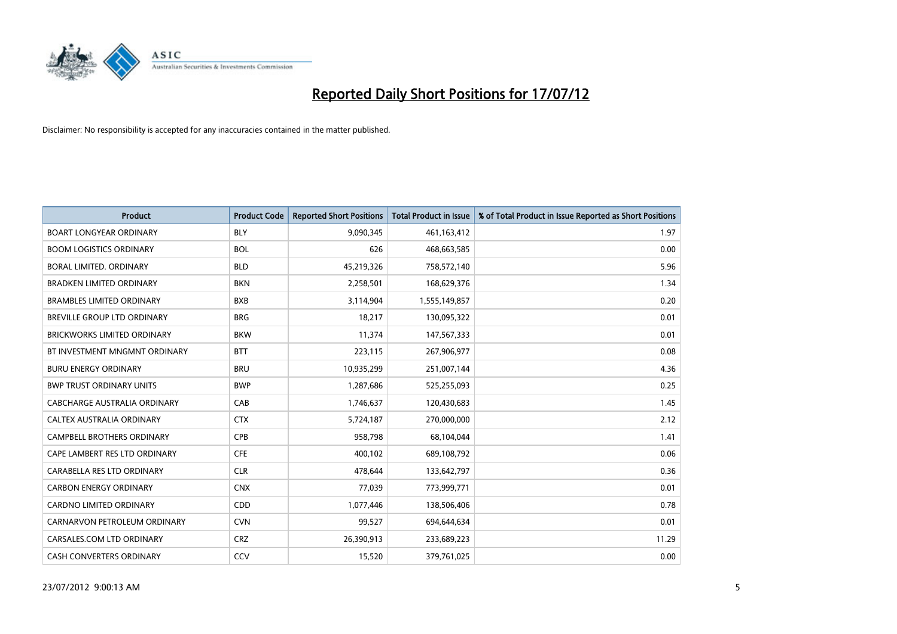# Reported Daily Short Positions for 17/07/12

Disclaimer: No responsibility is accepted for any inaccuracies contained in the matter published.

| Product | Product Code | Reported Short Positions | Total Product in Issue | % of Total Product in Issue Reported as Short Positions |
|---|---|---|---|---|
| BOART LONGYEAR ORDINARY | BLY | 9,090,345 | 461,163,412 | 1.97 |
| BOOM LOGISTICS ORDINARY | BOL | 626 | 468,663,585 | 0.00 |
| BORAL LIMITED. ORDINARY | BLD | 45,219,326 | 758,572,140 | 5.96 |
| BRADKEN LIMITED ORDINARY | BKN | 2,258,501 | 168,629,376 | 1.34 |
| BRAMBLES LIMITED ORDINARY | BXB | 3,114,904 | 1,555,149,857 | 0.20 |
| BREVILLE GROUP LTD ORDINARY | BRG | 18,217 | 130,095,322 | 0.01 |
| BRICKWORKS LIMITED ORDINARY | BKW | 11,374 | 147,567,333 | 0.01 |
| BT INVESTMENT MNGMNT ORDINARY | BTT | 223,115 | 267,906,977 | 0.08 |
| BURU ENERGY ORDINARY | BRU | 10,935,299 | 251,007,144 | 4.36 |
| BWP TRUST ORDINARY UNITS | BWP | 1,287,686 | 525,255,093 | 0.25 |
| CABCHARGE AUSTRALIA ORDINARY | CAB | 1,746,637 | 120,430,683 | 1.45 |
| CALTEX AUSTRALIA ORDINARY | CTX | 5,724,187 | 270,000,000 | 2.12 |
| CAMPBELL BROTHERS ORDINARY | CPB | 958,798 | 68,104,044 | 1.41 |
| CAPE LAMBERT RES LTD ORDINARY | CFE | 400,102 | 689,108,792 | 0.06 |
| CARABELLA RES LTD ORDINARY | CLR | 478,644 | 133,642,797 | 0.36 |
| CARBON ENERGY ORDINARY | CNX | 77,039 | 773,999,771 | 0.01 |
| CARDNO LIMITED ORDINARY | CDD | 1,077,446 | 138,506,406 | 0.78 |
| CARNARVON PETROLEUM ORDINARY | CVN | 99,527 | 694,644,634 | 0.01 |
| CARSALES.COM LTD ORDINARY | CRZ | 26,390,913 | 233,689,223 | 11.29 |
| CASH CONVERTERS ORDINARY | CCV | 15,520 | 379,761,025 | 0.00 |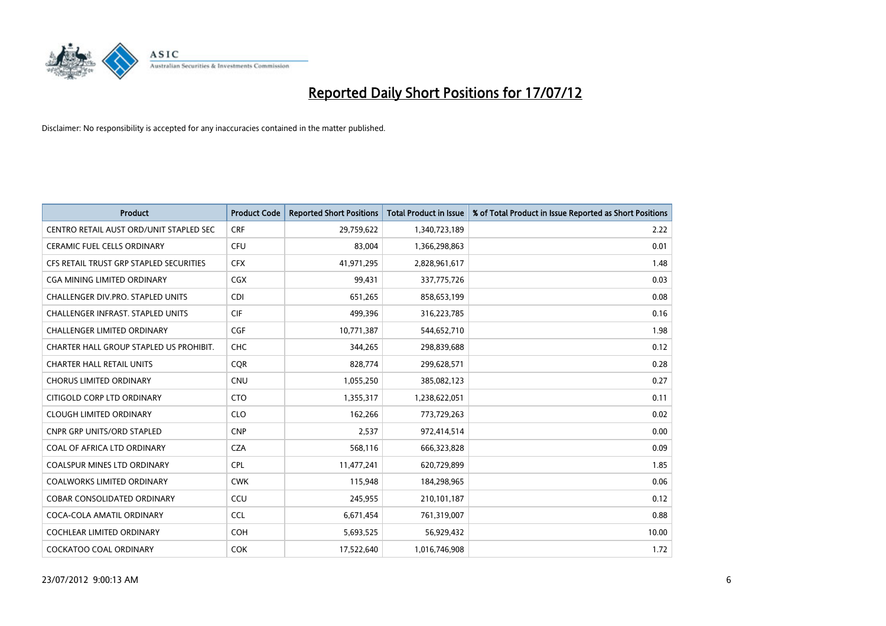# Reported Daily Short Positions for 17/07/12

Disclaimer: No responsibility is accepted for any inaccuracies contained in the matter published.

| Product | Product Code | Reported Short Positions | Total Product in Issue | % of Total Product in Issue Reported as Short Positions |
|---|---|---|---|---|
| CENTRO RETAIL AUST ORD/UNIT STAPLED SEC | CRF | 29,759,622 | 1,340,723,189 | 2.22 |
| CERAMIC FUEL CELLS ORDINARY | CFU | 83,004 | 1,366,298,863 | 0.01 |
| CFS RETAIL TRUST GRP STAPLED SECURITIES | CFX | 41,971,295 | 2,828,961,617 | 1.48 |
| CGA MINING LIMITED ORDINARY | CGX | 99,431 | 337,775,726 | 0.03 |
| CHALLENGER DIV.PRO. STAPLED UNITS | CDI | 651,265 | 858,653,199 | 0.08 |
| CHALLENGER INFRAST. STAPLED UNITS | CIF | 499,396 | 316,223,785 | 0.16 |
| CHALLENGER LIMITED ORDINARY | CGF | 10,771,387 | 544,652,710 | 1.98 |
| CHARTER HALL GROUP STAPLED US PROHIBIT. | CHC | 344,265 | 298,839,688 | 0.12 |
| CHARTER HALL RETAIL UNITS | CQR | 828,774 | 299,628,571 | 0.28 |
| CHORUS LIMITED ORDINARY | CNU | 1,055,250 | 385,082,123 | 0.27 |
| CITIGOLD CORP LTD ORDINARY | CTO | 1,355,317 | 1,238,622,051 | 0.11 |
| CLOUGH LIMITED ORDINARY | CLO | 162,266 | 773,729,263 | 0.02 |
| CNPR GRP UNITS/ORD STAPLED | CNP | 2,537 | 972,414,514 | 0.00 |
| COAL OF AFRICA LTD ORDINARY | CZA | 568,116 | 666,323,828 | 0.09 |
| COALSPUR MINES LTD ORDINARY | CPL | 11,477,241 | 620,729,899 | 1.85 |
| COALWORKS LIMITED ORDINARY | CWK | 115,948 | 184,298,965 | 0.06 |
| COBAR CONSOLIDATED ORDINARY | CCU | 245,955 | 210,101,187 | 0.12 |
| COCA-COLA AMATIL ORDINARY | CCL | 6,671,454 | 761,319,007 | 0.88 |
| COCHLEAR LIMITED ORDINARY | COH | 5,693,525 | 56,929,432 | 10.00 |
| COCKATOO COAL ORDINARY | COK | 17,522,640 | 1,016,746,908 | 1.72 |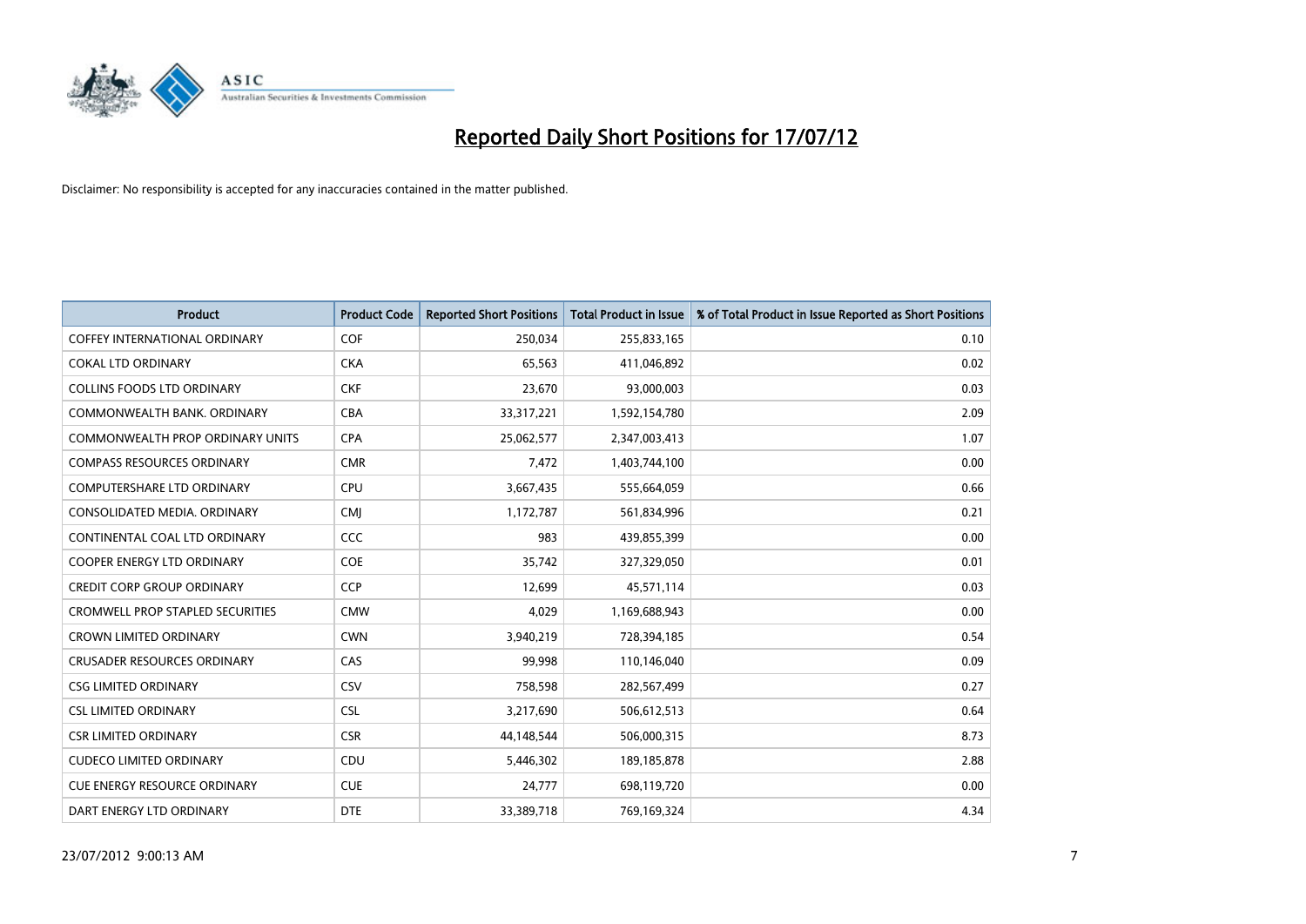# Reported Daily Short Positions for 17/07/12

Disclaimer: No responsibility is accepted for any inaccuracies contained in the matter published.

| Product | Product Code | Reported Short Positions | Total Product in Issue | % of Total Product in Issue Reported as Short Positions |
|---|---|---|---|---|
| COFFEY INTERNATIONAL ORDINARY | COF | 250,034 | 255,833,165 | 0.10 |
| COKAL LTD ORDINARY | CKA | 65,563 | 411,046,892 | 0.02 |
| COLLINS FOODS LTD ORDINARY | CKF | 23,670 | 93,000,003 | 0.03 |
| COMMONWEALTH BANK. ORDINARY | CBA | 33,317,221 | 1,592,154,780 | 2.09 |
| COMMONWEALTH PROP ORDINARY UNITS | CPA | 25,062,577 | 2,347,003,413 | 1.07 |
| COMPASS RESOURCES ORDINARY | CMR | 7,472 | 1,403,744,100 | 0.00 |
| COMPUTERSHARE LTD ORDINARY | CPU | 3,667,435 | 555,664,059 | 0.66 |
| CONSOLIDATED MEDIA. ORDINARY | CMJ | 1,172,787 | 561,834,996 | 0.21 |
| CONTINENTAL COAL LTD ORDINARY | CCC | 983 | 439,855,399 | 0.00 |
| COOPER ENERGY LTD ORDINARY | COE | 35,742 | 327,329,050 | 0.01 |
| CREDIT CORP GROUP ORDINARY | CCP | 12,699 | 45,571,114 | 0.03 |
| CROMWELL PROP STAPLED SECURITIES | CMW | 4,029 | 1,169,688,943 | 0.00 |
| CROWN LIMITED ORDINARY | CWN | 3,940,219 | 728,394,185 | 0.54 |
| CRUSADER RESOURCES ORDINARY | CAS | 99,998 | 110,146,040 | 0.09 |
| CSG LIMITED ORDINARY | CSV | 758,598 | 282,567,499 | 0.27 |
| CSL LIMITED ORDINARY | CSL | 3,217,690 | 506,612,513 | 0.64 |
| CSR LIMITED ORDINARY | CSR | 44,148,544 | 506,000,315 | 8.73 |
| CUDECO LIMITED ORDINARY | CDU | 5,446,302 | 189,185,878 | 2.88 |
| CUE ENERGY RESOURCE ORDINARY | CUE | 24,777 | 698,119,720 | 0.00 |
| DART ENERGY LTD ORDINARY | DTE | 33,389,718 | 769,169,324 | 4.34 |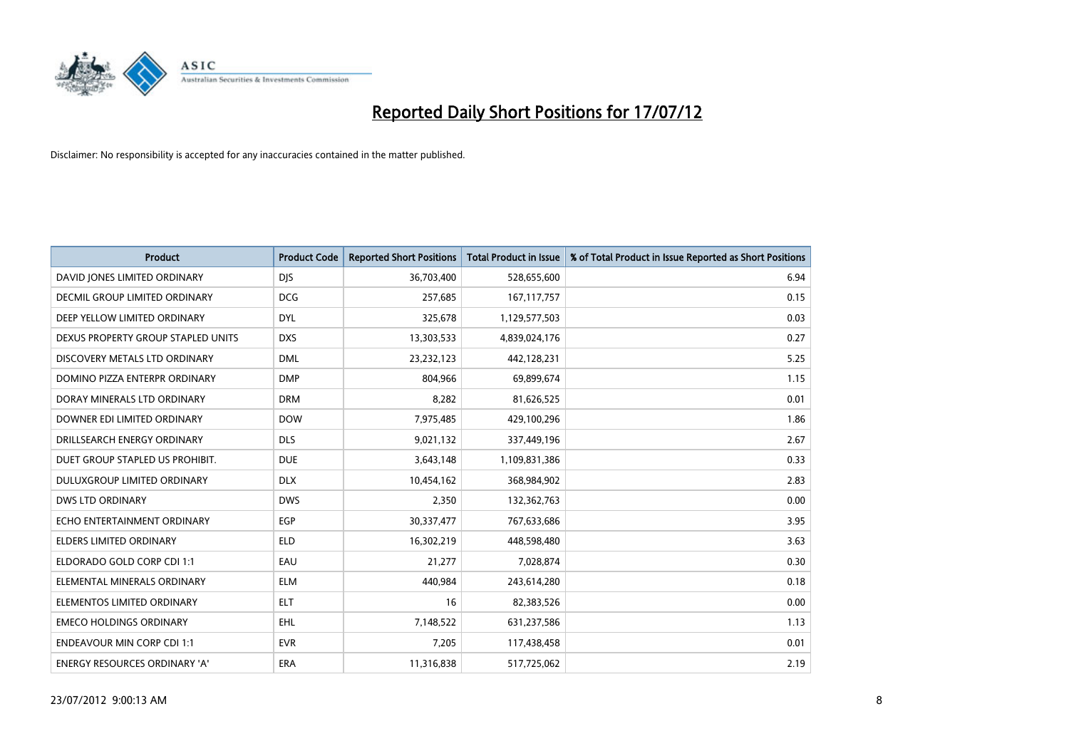# Reported Daily Short Positions for 17/07/12

Disclaimer: No responsibility is accepted for any inaccuracies contained in the matter published.

| Product | Product Code | Reported Short Positions | Total Product in Issue | % of Total Product in Issue Reported as Short Positions |
|---|---|---|---|---|
| DAVID JONES LIMITED ORDINARY | DJS | 36,703,400 | 528,655,600 | 6.94 |
| DECMIL GROUP LIMITED ORDINARY | DCG | 257,685 | 167,117,757 | 0.15 |
| DEEP YELLOW LIMITED ORDINARY | DYL | 325,678 | 1,129,577,503 | 0.03 |
| DEXUS PROPERTY GROUP STAPLED UNITS | DXS | 13,303,533 | 4,839,024,176 | 0.27 |
| DISCOVERY METALS LTD ORDINARY | DML | 23,232,123 | 442,128,231 | 5.25 |
| DOMINO PIZZA ENTERPR ORDINARY | DMP | 804,966 | 69,899,674 | 1.15 |
| DORAY MINERALS LTD ORDINARY | DRM | 8,282 | 81,626,525 | 0.01 |
| DOWNER EDI LIMITED ORDINARY | DOW | 7,975,485 | 429,100,296 | 1.86 |
| DRILLSEARCH ENERGY ORDINARY | DLS | 9,021,132 | 337,449,196 | 2.67 |
| DUET GROUP STAPLED US PROHIBIT. | DUE | 3,643,148 | 1,109,831,386 | 0.33 |
| DULUXGROUP LIMITED ORDINARY | DLX | 10,454,162 | 368,984,902 | 2.83 |
| DWS LTD ORDINARY | DWS | 2,350 | 132,362,763 | 0.00 |
| ECHO ENTERTAINMENT ORDINARY | EGP | 30,337,477 | 767,633,686 | 3.95 |
| ELDERS LIMITED ORDINARY | ELD | 16,302,219 | 448,598,480 | 3.63 |
| ELDORADO GOLD CORP CDI 1:1 | EAU | 21,277 | 7,028,874 | 0.30 |
| ELEMENTAL MINERALS ORDINARY | ELM | 440,984 | 243,614,280 | 0.18 |
| ELEMENTOS LIMITED ORDINARY | ELT | 16 | 82,383,526 | 0.00 |
| EMECO HOLDINGS ORDINARY | EHL | 7,148,522 | 631,237,586 | 1.13 |
| ENDEAVOUR MIN CORP CDI 1:1 | EVR | 7,205 | 117,438,458 | 0.01 |
| ENERGY RESOURCES ORDINARY 'A' | ERA | 11,316,838 | 517,725,062 | 2.19 |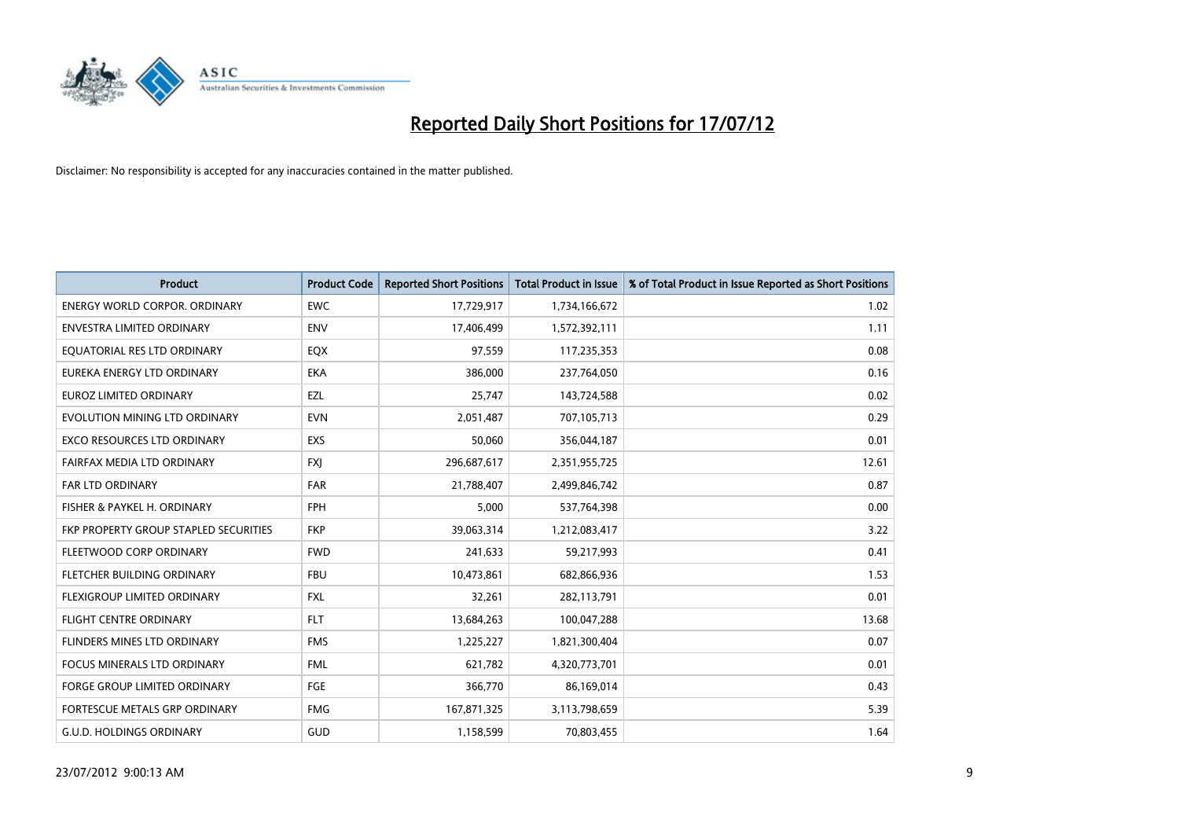# Reported Daily Short Positions for 17/07/12

Disclaimer: No responsibility is accepted for any inaccuracies contained in the matter published.

| Product | Product Code | Reported Short Positions | Total Product in Issue | % of Total Product in Issue Reported as Short Positions |
| --- | --- | --- | --- | --- |
| ENERGY WORLD CORPOR. ORDINARY | EWC | 17,729,917 | 1,734,166,672 | 1.02 |
| ENVESTRA LIMITED ORDINARY | ENV | 17,406,499 | 1,572,392,111 | 1.11 |
| EQUATORIAL RES LTD ORDINARY | EQX | 97,559 | 117,235,353 | 0.08 |
| EUREKA ENERGY LTD ORDINARY | EKA | 386,000 | 237,764,050 | 0.16 |
| EUROZ LIMITED ORDINARY | EZL | 25,747 | 143,724,588 | 0.02 |
| EVOLUTION MINING LTD ORDINARY | EVN | 2,051,487 | 707,105,713 | 0.29 |
| EXCO RESOURCES LTD ORDINARY | EXS | 50,060 | 356,044,187 | 0.01 |
| FAIRFAX MEDIA LTD ORDINARY | FXJ | 296,687,617 | 2,351,955,725 | 12.61 |
| FAR LTD ORDINARY | FAR | 21,788,407 | 2,499,846,742 | 0.87 |
| FISHER & PAYKEL H. ORDINARY | FPH | 5,000 | 537,764,398 | 0.00 |
| FKP PROPERTY GROUP STAPLED SECURITIES | FKP | 39,063,314 | 1,212,083,417 | 3.22 |
| FLEETWOOD CORP ORDINARY | FWD | 241,633 | 59,217,993 | 0.41 |
| FLETCHER BUILDING ORDINARY | FBU | 10,473,861 | 682,866,936 | 1.53 |
| FLEXIGROUP LIMITED ORDINARY | FXL | 32,261 | 282,113,791 | 0.01 |
| FLIGHT CENTRE ORDINARY | FLT | 13,684,263 | 100,047,288 | 13.68 |
| FLINDERS MINES LTD ORDINARY | FMS | 1,225,227 | 1,821,300,404 | 0.07 |
| FOCUS MINERALS LTD ORDINARY | FML | 621,782 | 4,320,773,701 | 0.01 |
| FORGE GROUP LIMITED ORDINARY | FGE | 366,770 | 86,169,014 | 0.43 |
| FORTESCUE METALS GRP ORDINARY | FMG | 167,871,325 | 3,113,798,659 | 5.39 |
| G.U.D. HOLDINGS ORDINARY | GUD | 1,158,599 | 70,803,455 | 1.64 |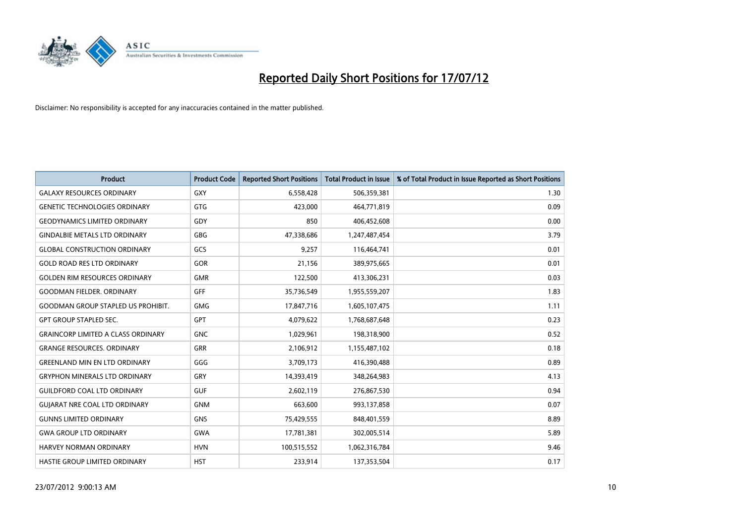# Reported Daily Short Positions for 17/07/12

Disclaimer: No responsibility is accepted for any inaccuracies contained in the matter published.

| Product | Product Code | Reported Short Positions | Total Product in Issue | % of Total Product in Issue Reported as Short Positions |
|---|---|---|---|---|
| GALAXY RESOURCES ORDINARY | GXY | 6,558,428 | 506,359,381 | 1.30 |
| GENETIC TECHNOLOGIES ORDINARY | GTG | 423,000 | 464,771,819 | 0.09 |
| GEODYNAMICS LIMITED ORDINARY | GDY | 850 | 406,452,608 | 0.00 |
| GINDALBIE METALS LTD ORDINARY | GBG | 47,338,686 | 1,247,487,454 | 3.79 |
| GLOBAL CONSTRUCTION ORDINARY | GCS | 9,257 | 116,464,741 | 0.01 |
| GOLD ROAD RES LTD ORDINARY | GOR | 21,156 | 389,975,665 | 0.01 |
| GOLDEN RIM RESOURCES ORDINARY | GMR | 122,500 | 413,306,231 | 0.03 |
| GOODMAN FIELDER. ORDINARY | GFF | 35,736,549 | 1,955,559,207 | 1.83 |
| GOODMAN GROUP STAPLED US PROHIBIT. | GMG | 17,847,716 | 1,605,107,475 | 1.11 |
| GPT GROUP STAPLED SEC. | GPT | 4,079,622 | 1,768,687,648 | 0.23 |
| GRAINCORP LIMITED A CLASS ORDINARY | GNC | 1,029,961 | 198,318,900 | 0.52 |
| GRANGE RESOURCES. ORDINARY | GRR | 2,106,912 | 1,155,487,102 | 0.18 |
| GREENLAND MIN EN LTD ORDINARY | GGG | 3,709,173 | 416,390,488 | 0.89 |
| GRYPHON MINERALS LTD ORDINARY | GRY | 14,393,419 | 348,264,983 | 4.13 |
| GUILDFORD COAL LTD ORDINARY | GUF | 2,602,119 | 276,867,530 | 0.94 |
| GUJARAT NRE COAL LTD ORDINARY | GNM | 663,600 | 993,137,858 | 0.07 |
| GUNNS LIMITED ORDINARY | GNS | 75,429,555 | 848,401,559 | 8.89 |
| GWA GROUP LTD ORDINARY | GWA | 17,781,381 | 302,005,514 | 5.89 |
| HARVEY NORMAN ORDINARY | HVN | 100,515,552 | 1,062,316,784 | 9.46 |
| HASTIE GROUP LIMITED ORDINARY | HST | 233,914 | 137,353,504 | 0.17 |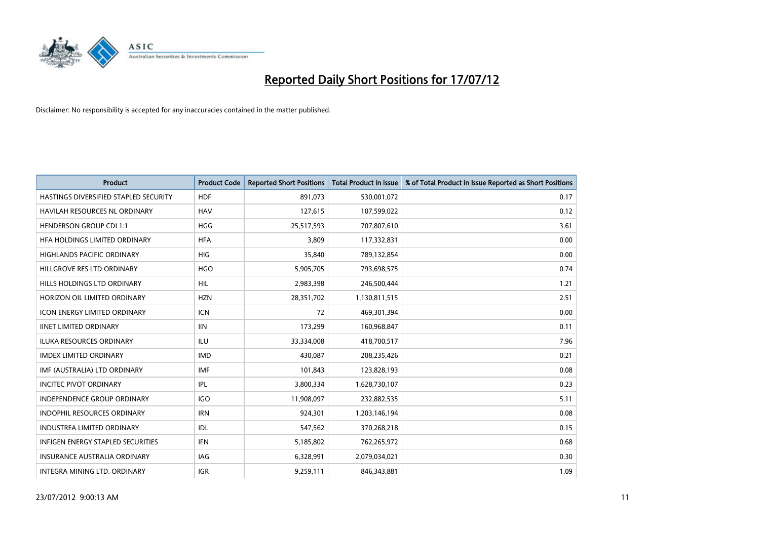# Reported Daily Short Positions for 17/07/12

Disclaimer: No responsibility is accepted for any inaccuracies contained in the matter published.

| Product | Product Code | Reported Short Positions | Total Product in Issue | % of Total Product in Issue Reported as Short Positions |
|---|---|---|---|---|
| HASTINGS DIVERSIFIED STAPLED SECURITY | HDF | 891,073 | 530,001,072 | 0.17 |
| HAVILAH RESOURCES NL ORDINARY | HAV | 127,615 | 107,599,022 | 0.12 |
| HENDERSON GROUP CDI 1:1 | HGG | 25,517,593 | 707,807,610 | 3.61 |
| HFA HOLDINGS LIMITED ORDINARY | HFA | 3,809 | 117,332,831 | 0.00 |
| HIGHLANDS PACIFIC ORDINARY | HIG | 35,840 | 789,132,854 | 0.00 |
| HILLGROVE RES LTD ORDINARY | HGO | 5,905,705 | 793,698,575 | 0.74 |
| HILLS HOLDINGS LTD ORDINARY | HIL | 2,983,398 | 246,500,444 | 1.21 |
| HORIZON OIL LIMITED ORDINARY | HZN | 28,351,702 | 1,130,811,515 | 2.51 |
| ICON ENERGY LIMITED ORDINARY | ICN | 72 | 469,301,394 | 0.00 |
| IINET LIMITED ORDINARY | IIN | 173,299 | 160,968,847 | 0.11 |
| ILUKA RESOURCES ORDINARY | ILU | 33,334,008 | 418,700,517 | 7.96 |
| IMDEX LIMITED ORDINARY | IMD | 430,087 | 208,235,426 | 0.21 |
| IMF (AUSTRALIA) LTD ORDINARY | IMF | 101,843 | 123,828,193 | 0.08 |
| INCITEC PIVOT ORDINARY | IPL | 3,800,334 | 1,628,730,107 | 0.23 |
| INDEPENDENCE GROUP ORDINARY | IGO | 11,908,097 | 232,882,535 | 5.11 |
| INDOPHIL RESOURCES ORDINARY | IRN | 924,301 | 1,203,146,194 | 0.08 |
| INDUSTREA LIMITED ORDINARY | IDL | 547,562 | 370,268,218 | 0.15 |
| INFIGEN ENERGY STAPLED SECURITIES | IFN | 5,185,802 | 762,265,972 | 0.68 |
| INSURANCE AUSTRALIA ORDINARY | IAG | 6,328,991 | 2,079,034,021 | 0.30 |
| INTEGRA MINING LTD. ORDINARY | IGR | 9,259,111 | 846,343,881 | 1.09 |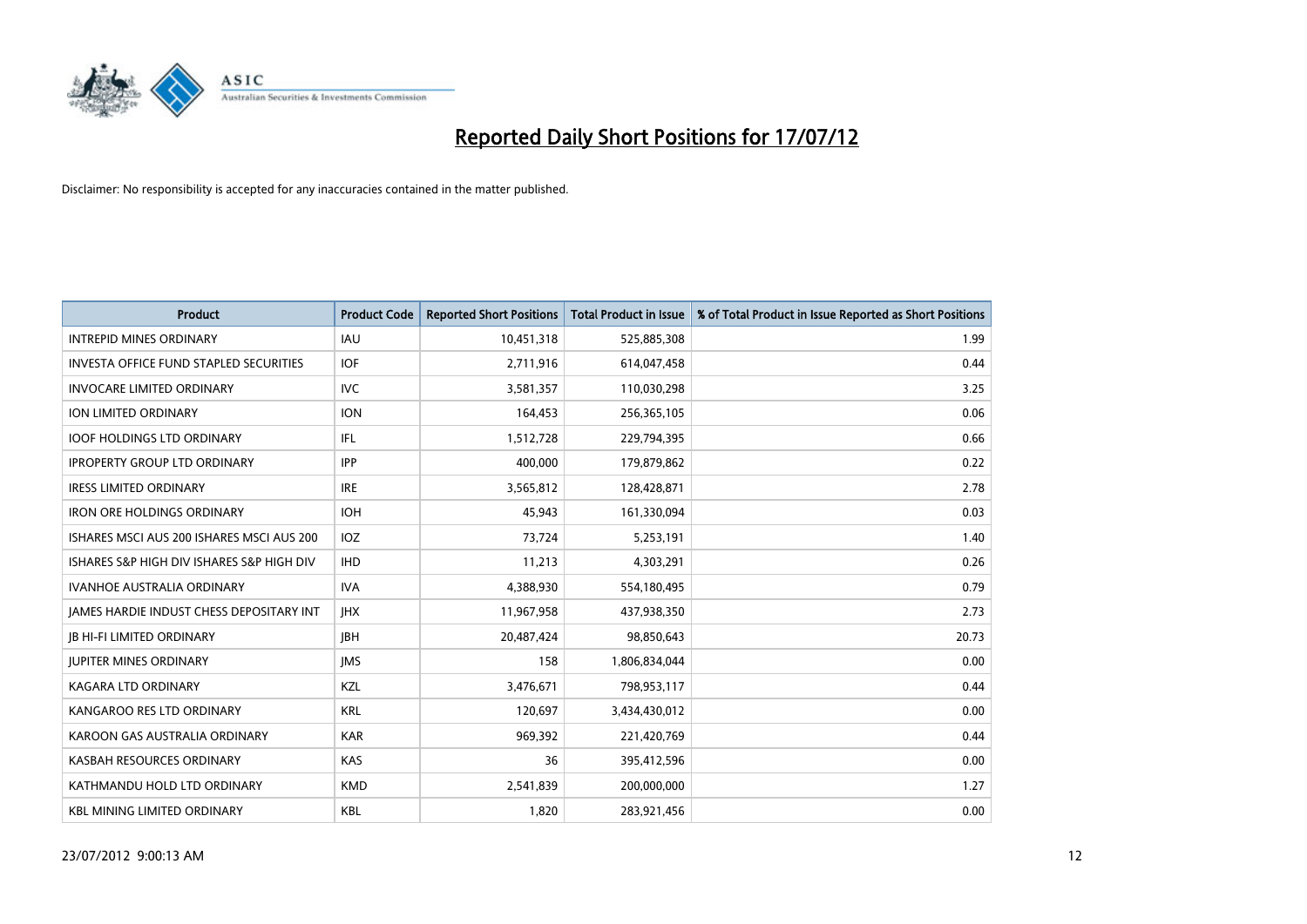# Reported Daily Short Positions for 17/07/12

Disclaimer: No responsibility is accepted for any inaccuracies contained in the matter published.

| Product | Product Code | Reported Short Positions | Total Product in Issue | % of Total Product in Issue Reported as Short Positions |
|---|---|---|---|---|
| INTREPID MINES ORDINARY | IAU | 10,451,318 | 525,885,308 | 1.99 |
| INVESTA OFFICE FUND STAPLED SECURITIES | IOF | 2,711,916 | 614,047,458 | 0.44 |
| INVOCARE LIMITED ORDINARY | IVC | 3,581,357 | 110,030,298 | 3.25 |
| ION LIMITED ORDINARY | ION | 164,453 | 256,365,105 | 0.06 |
| IOOF HOLDINGS LTD ORDINARY | IFL | 1,512,728 | 229,794,395 | 0.66 |
| IPROPERTY GROUP LTD ORDINARY | IPP | 400,000 | 179,879,862 | 0.22 |
| IRESS LIMITED ORDINARY | IRE | 3,565,812 | 128,428,871 | 2.78 |
| IRON ORE HOLDINGS ORDINARY | IOH | 45,943 | 161,330,094 | 0.03 |
| ISHARES MSCI AUS 200 ISHARES MSCI AUS 200 | IOZ | 73,724 | 5,253,191 | 1.40 |
| ISHARES S&P HIGH DIV ISHARES S&P HIGH DIV | IHD | 11,213 | 4,303,291 | 0.26 |
| IVANHOE AUSTRALIA ORDINARY | IVA | 4,388,930 | 554,180,495 | 0.79 |
| JAMES HARDIE INDUST CHESS DEPOSITARY INT | JHX | 11,967,958 | 437,938,350 | 2.73 |
| JB HI-FI LIMITED ORDINARY | JBH | 20,487,424 | 98,850,643 | 20.73 |
| JUPITER MINES ORDINARY | JMS | 158 | 1,806,834,044 | 0.00 |
| KAGARA LTD ORDINARY | KZL | 3,476,671 | 798,953,117 | 0.44 |
| KANGAROO RES LTD ORDINARY | KRL | 120,697 | 3,434,430,012 | 0.00 |
| KAROON GAS AUSTRALIA ORDINARY | KAR | 969,392 | 221,420,769 | 0.44 |
| KASBAH RESOURCES ORDINARY | KAS | 36 | 395,412,596 | 0.00 |
| KATHMANDU HOLD LTD ORDINARY | KMD | 2,541,839 | 200,000,000 | 1.27 |
| KBL MINING LIMITED ORDINARY | KBL | 1,820 | 283,921,456 | 0.00 |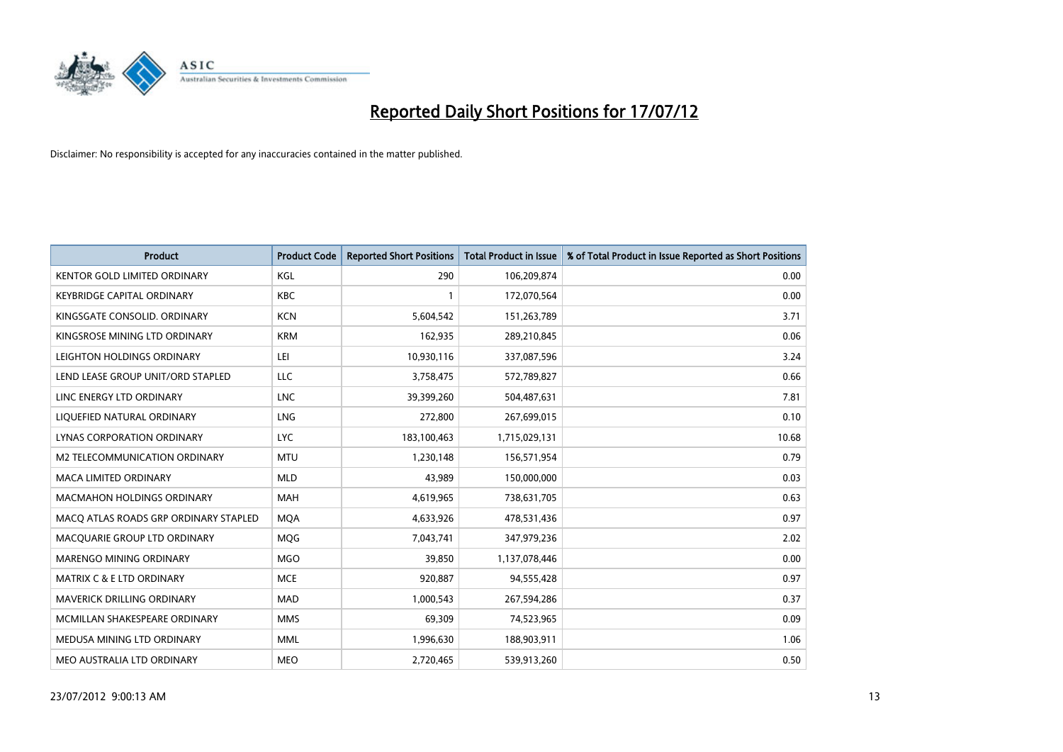# Reported Daily Short Positions for 17/07/12

Disclaimer: No responsibility is accepted for any inaccuracies contained in the matter published.

| Product | Product Code | Reported Short Positions | Total Product in Issue | % of Total Product in Issue Reported as Short Positions |
|---|---|---|---|---|
| KENTOR GOLD LIMITED ORDINARY | KGL | 290 | 106,209,874 | 0.00 |
| KEYBRIDGE CAPITAL ORDINARY | KBC | 1 | 172,070,564 | 0.00 |
| KINGSGATE CONSOLID. ORDINARY | KCN | 5,604,542 | 151,263,789 | 3.71 |
| KINGSROSE MINING LTD ORDINARY | KRM | 162,935 | 289,210,845 | 0.06 |
| LEIGHTON HOLDINGS ORDINARY | LEI | 10,930,116 | 337,087,596 | 3.24 |
| LEND LEASE GROUP UNIT/ORD STAPLED | LLC | 3,758,475 | 572,789,827 | 0.66 |
| LINC ENERGY LTD ORDINARY | LNC | 39,399,260 | 504,487,631 | 7.81 |
| LIQUEFIED NATURAL ORDINARY | LNG | 272,800 | 267,699,015 | 0.10 |
| LYNAS CORPORATION ORDINARY | LYC | 183,100,463 | 1,715,029,131 | 10.68 |
| M2 TELECOMMUNICATION ORDINARY | MTU | 1,230,148 | 156,571,954 | 0.79 |
| MACA LIMITED ORDINARY | MLD | 43,989 | 150,000,000 | 0.03 |
| MACMAHON HOLDINGS ORDINARY | MAH | 4,619,965 | 738,631,705 | 0.63 |
| MACQ ATLAS ROADS GRP ORDINARY STAPLED | MQA | 4,633,926 | 478,531,436 | 0.97 |
| MACQUARIE GROUP LTD ORDINARY | MQG | 7,043,741 | 347,979,236 | 2.02 |
| MARENGO MINING ORDINARY | MGO | 39,850 | 1,137,078,446 | 0.00 |
| MATRIX C & E LTD ORDINARY | MCE | 920,887 | 94,555,428 | 0.97 |
| MAVERICK DRILLING ORDINARY | MAD | 1,000,543 | 267,594,286 | 0.37 |
| MCMILLAN SHAKESPEARE ORDINARY | MMS | 69,309 | 74,523,965 | 0.09 |
| MEDUSA MINING LTD ORDINARY | MML | 1,996,630 | 188,903,911 | 1.06 |
| MEO AUSTRALIA LTD ORDINARY | MEO | 2,720,465 | 539,913,260 | 0.50 |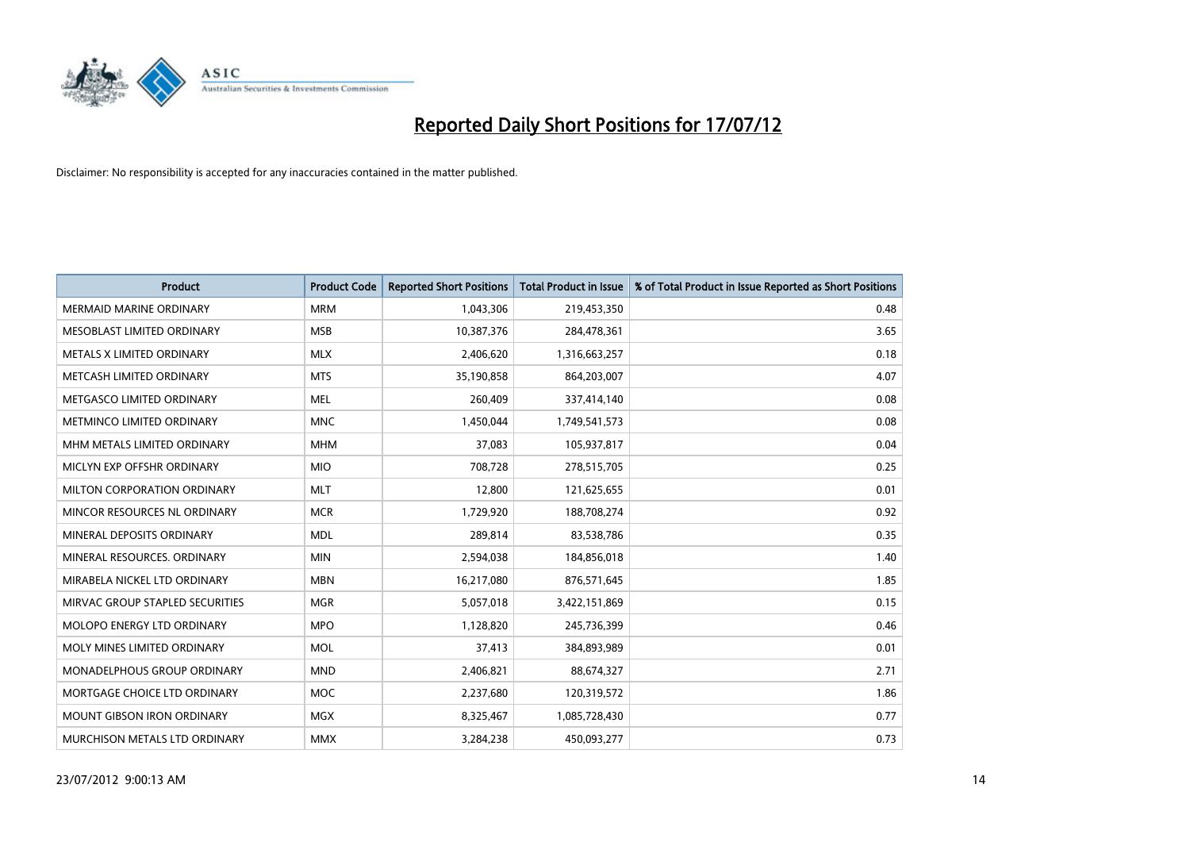# Reported Daily Short Positions for 17/07/12

Disclaimer: No responsibility is accepted for any inaccuracies contained in the matter published.

| Product | Product Code | Reported Short Positions | Total Product in Issue | % of Total Product in Issue Reported as Short Positions |
|---|---|---|---|---|
| MERMAID MARINE ORDINARY | MRM | 1,043,306 | 219,453,350 | 0.48 |
| MESOBLAST LIMITED ORDINARY | MSB | 10,387,376 | 284,478,361 | 3.65 |
| METALS X LIMITED ORDINARY | MLX | 2,406,620 | 1,316,663,257 | 0.18 |
| METCASH LIMITED ORDINARY | MTS | 35,190,858 | 864,203,007 | 4.07 |
| METGASCO LIMITED ORDINARY | MEL | 260,409 | 337,414,140 | 0.08 |
| METMINCO LIMITED ORDINARY | MNC | 1,450,044 | 1,749,541,573 | 0.08 |
| MHM METALS LIMITED ORDINARY | MHM | 37,083 | 105,937,817 | 0.04 |
| MICLYN EXP OFFSHR ORDINARY | MIO | 708,728 | 278,515,705 | 0.25 |
| MILTON CORPORATION ORDINARY | MLT | 12,800 | 121,625,655 | 0.01 |
| MINCOR RESOURCES NL ORDINARY | MCR | 1,729,920 | 188,708,274 | 0.92 |
| MINERAL DEPOSITS ORDINARY | MDL | 289,814 | 83,538,786 | 0.35 |
| MINERAL RESOURCES. ORDINARY | MIN | 2,594,038 | 184,856,018 | 1.40 |
| MIRABELA NICKEL LTD ORDINARY | MBN | 16,217,080 | 876,571,645 | 1.85 |
| MIRVAC GROUP STAPLED SECURITIES | MGR | 5,057,018 | 3,422,151,869 | 0.15 |
| MOLOPO ENERGY LTD ORDINARY | MPO | 1,128,820 | 245,736,399 | 0.46 |
| MOLY MINES LIMITED ORDINARY | MOL | 37,413 | 384,893,989 | 0.01 |
| MONADELPHOUS GROUP ORDINARY | MND | 2,406,821 | 88,674,327 | 2.71 |
| MORTGAGE CHOICE LTD ORDINARY | MOC | 2,237,680 | 120,319,572 | 1.86 |
| MOUNT GIBSON IRON ORDINARY | MGX | 8,325,467 | 1,085,728,430 | 0.77 |
| MURCHISON METALS LTD ORDINARY | MMX | 3,284,238 | 450,093,277 | 0.73 |

23/07/2012 9:00:13 AM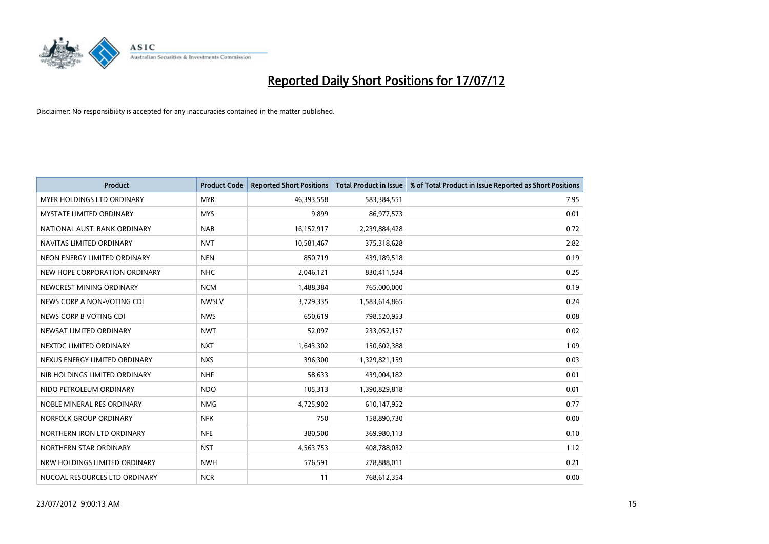# Reported Daily Short Positions for 17/07/12

Disclaimer: No responsibility is accepted for any inaccuracies contained in the matter published.

| Product | Product Code | Reported Short Positions | Total Product in Issue | % of Total Product in Issue Reported as Short Positions |
| --- | --- | --- | --- | --- |
| MYER HOLDINGS LTD ORDINARY | MYR | 46,393,558 | 583,384,551 | 7.95 |
| MYSTATE LIMITED ORDINARY | MYS | 9,899 | 86,977,573 | 0.01 |
| NATIONAL AUST. BANK ORDINARY | NAB | 16,152,917 | 2,239,884,428 | 0.72 |
| NAVITAS LIMITED ORDINARY | NVT | 10,581,467 | 375,318,628 | 2.82 |
| NEON ENERGY LIMITED ORDINARY | NEN | 850,719 | 439,189,518 | 0.19 |
| NEW HOPE CORPORATION ORDINARY | NHC | 2,046,121 | 830,411,534 | 0.25 |
| NEWCREST MINING ORDINARY | NCM | 1,488,384 | 765,000,000 | 0.19 |
| NEWS CORP A NON-VOTING CDI | NWSLV | 3,729,335 | 1,583,614,865 | 0.24 |
| NEWS CORP B VOTING CDI | NWS | 650,619 | 798,520,953 | 0.08 |
| NEWSAT LIMITED ORDINARY | NWT | 52,097 | 233,052,157 | 0.02 |
| NEXTDC LIMITED ORDINARY | NXT | 1,643,302 | 150,602,388 | 1.09 |
| NEXUS ENERGY LIMITED ORDINARY | NXS | 396,300 | 1,329,821,159 | 0.03 |
| NIB HOLDINGS LIMITED ORDINARY | NHF | 58,633 | 439,004,182 | 0.01 |
| NIDO PETROLEUM ORDINARY | NDO | 105,313 | 1,390,829,818 | 0.01 |
| NOBLE MINERAL RES ORDINARY | NMG | 4,725,902 | 610,147,952 | 0.77 |
| NORFOLK GROUP ORDINARY | NFK | 750 | 158,890,730 | 0.00 |
| NORTHERN IRON LTD ORDINARY | NFE | 380,500 | 369,980,113 | 0.10 |
| NORTHERN STAR ORDINARY | NST | 4,563,753 | 408,788,032 | 1.12 |
| NRW HOLDINGS LIMITED ORDINARY | NWH | 576,591 | 278,888,011 | 0.21 |
| NUCOAL RESOURCES LTD ORDINARY | NCR | 11 | 768,612,354 | 0.00 |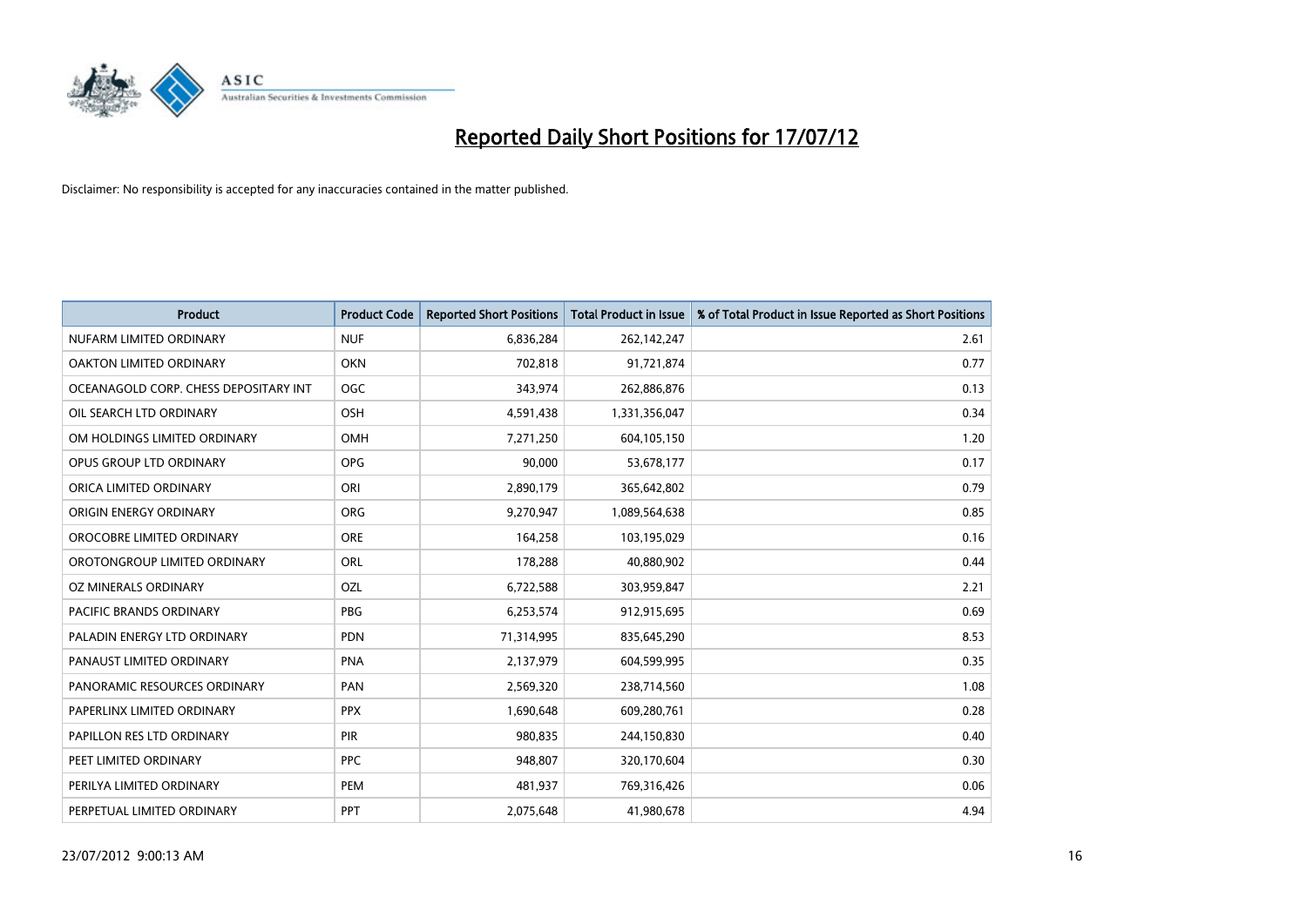# Reported Daily Short Positions for 17/07/12

Disclaimer: No responsibility is accepted for any inaccuracies contained in the matter published.

| Product | Product Code | Reported Short Positions | Total Product in Issue | % of Total Product in Issue Reported as Short Positions |
| --- | --- | --- | --- | --- |
| NUFARM LIMITED ORDINARY | NUF | 6,836,284 | 262,142,247 | 2.61 |
| OAKTON LIMITED ORDINARY | OKN | 702,818 | 91,721,874 | 0.77 |
| OCEANAGOLD CORP. CHESS DEPOSITARY INT | OGC | 343,974 | 262,886,876 | 0.13 |
| OIL SEARCH LTD ORDINARY | OSH | 4,591,438 | 1,331,356,047 | 0.34 |
| OM HOLDINGS LIMITED ORDINARY | OMH | 7,271,250 | 604,105,150 | 1.20 |
| OPUS GROUP LTD ORDINARY | OPG | 90,000 | 53,678,177 | 0.17 |
| ORICA LIMITED ORDINARY | ORI | 2,890,179 | 365,642,802 | 0.79 |
| ORIGIN ENERGY ORDINARY | ORG | 9,270,947 | 1,089,564,638 | 0.85 |
| OROCOBRE LIMITED ORDINARY | ORE | 164,258 | 103,195,029 | 0.16 |
| OROTONGROUP LIMITED ORDINARY | ORL | 178,288 | 40,880,902 | 0.44 |
| OZ MINERALS ORDINARY | OZL | 6,722,588 | 303,959,847 | 2.21 |
| PACIFIC BRANDS ORDINARY | PBG | 6,253,574 | 912,915,695 | 0.69 |
| PALADIN ENERGY LTD ORDINARY | PDN | 71,314,995 | 835,645,290 | 8.53 |
| PANAUST LIMITED ORDINARY | PNA | 2,137,979 | 604,599,995 | 0.35 |
| PANORAMIC RESOURCES ORDINARY | PAN | 2,569,320 | 238,714,560 | 1.08 |
| PAPERLINX LIMITED ORDINARY | PPX | 1,690,648 | 609,280,761 | 0.28 |
| PAPILLON RES LTD ORDINARY | PIR | 980,835 | 244,150,830 | 0.40 |
| PEET LIMITED ORDINARY | PPC | 948,807 | 320,170,604 | 0.30 |
| PERILYA LIMITED ORDINARY | PEM | 481,937 | 769,316,426 | 0.06 |
| PERPETUAL LIMITED ORDINARY | PPT | 2,075,648 | 41,980,678 | 4.94 |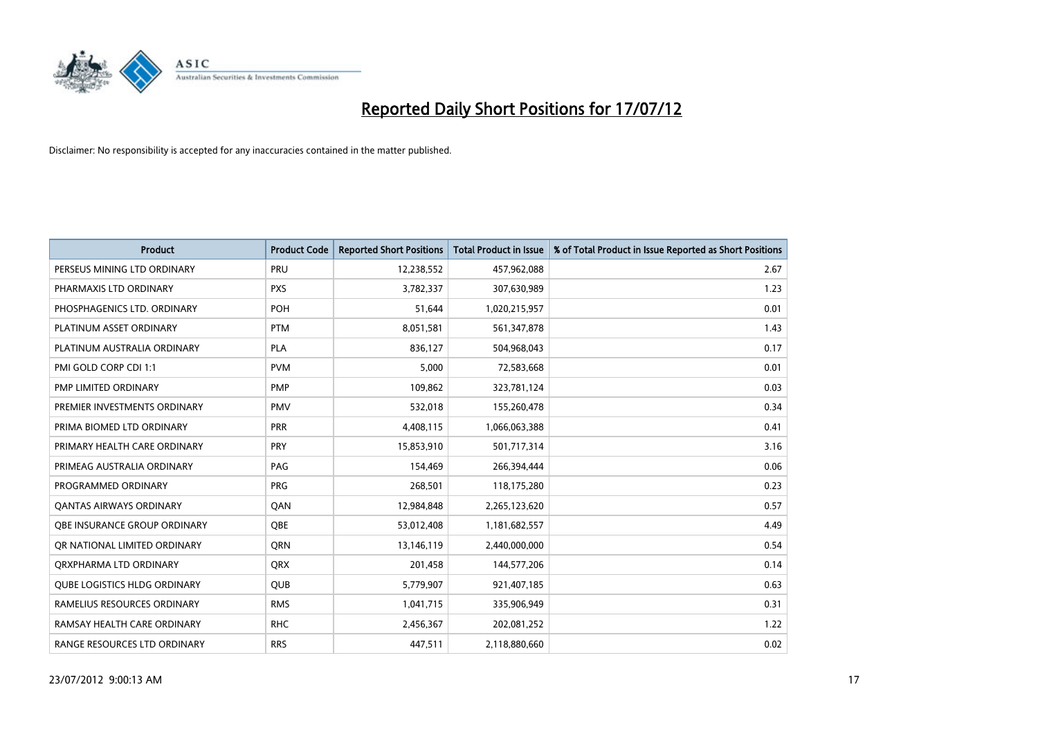# Reported Daily Short Positions for 17/07/12

Disclaimer: No responsibility is accepted for any inaccuracies contained in the matter published.

| Product | Product Code | Reported Short Positions | Total Product in Issue | % of Total Product in Issue Reported as Short Positions |
|---|---|---|---|---|
| PERSEUS MINING LTD ORDINARY | PRU | 12,238,552 | 457,962,088 | 2.67 |
| PHARMAXIS LTD ORDINARY | PXS | 3,782,337 | 307,630,989 | 1.23 |
| PHOSPHAGENICS LTD. ORDINARY | POH | 51,644 | 1,020,215,957 | 0.01 |
| PLATINUM ASSET ORDINARY | PTM | 8,051,581 | 561,347,878 | 1.43 |
| PLATINUM AUSTRALIA ORDINARY | PLA | 836,127 | 504,968,043 | 0.17 |
| PMI GOLD CORP CDI 1:1 | PVM | 5,000 | 72,583,668 | 0.01 |
| PMP LIMITED ORDINARY | PMP | 109,862 | 323,781,124 | 0.03 |
| PREMIER INVESTMENTS ORDINARY | PMV | 532,018 | 155,260,478 | 0.34 |
| PRIMA BIOMED LTD ORDINARY | PRR | 4,408,115 | 1,066,063,388 | 0.41 |
| PRIMARY HEALTH CARE ORDINARY | PRY | 15,853,910 | 501,717,314 | 3.16 |
| PRIMEAG AUSTRALIA ORDINARY | PAG | 154,469 | 266,394,444 | 0.06 |
| PROGRAMMED ORDINARY | PRG | 268,501 | 118,175,280 | 0.23 |
| QANTAS AIRWAYS ORDINARY | QAN | 12,984,848 | 2,265,123,620 | 0.57 |
| QBE INSURANCE GROUP ORDINARY | QBE | 53,012,408 | 1,181,682,557 | 4.49 |
| QR NATIONAL LIMITED ORDINARY | QRN | 13,146,119 | 2,440,000,000 | 0.54 |
| QRXPHARMA LTD ORDINARY | QRX | 201,458 | 144,577,206 | 0.14 |
| QUBE LOGISTICS HLDG ORDINARY | QUB | 5,779,907 | 921,407,185 | 0.63 |
| RAMELIUS RESOURCES ORDINARY | RMS | 1,041,715 | 335,906,949 | 0.31 |
| RAMSAY HEALTH CARE ORDINARY | RHC | 2,456,367 | 202,081,252 | 1.22 |
| RANGE RESOURCES LTD ORDINARY | RRS | 447,511 | 2,118,880,660 | 0.02 |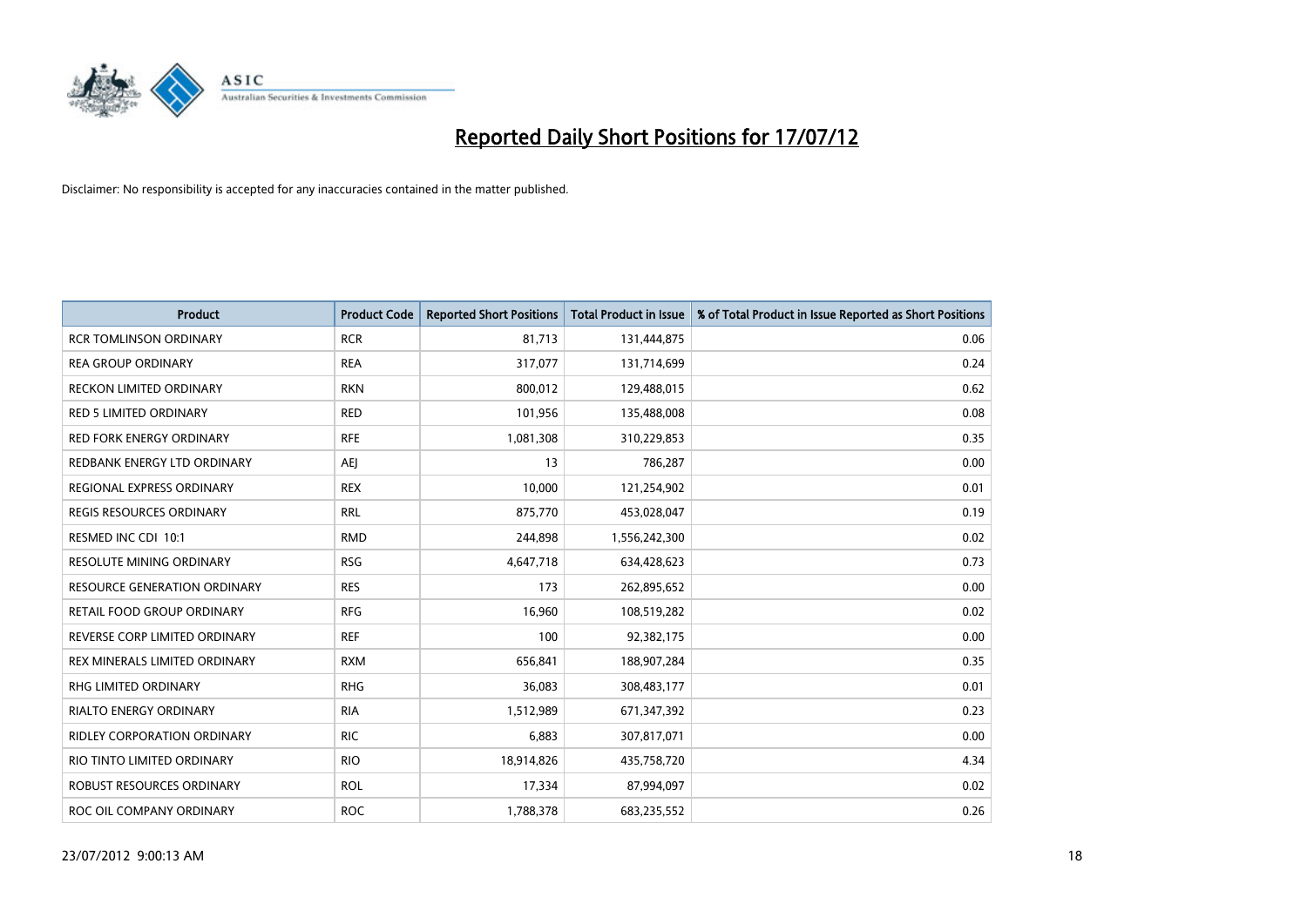# Reported Daily Short Positions for 17/07/12

Disclaimer: No responsibility is accepted for any inaccuracies contained in the matter published.

| Product | Product Code | Reported Short Positions | Total Product in Issue | % of Total Product in Issue Reported as Short Positions |
|---|---|---|---|---|
| RCR TOMLINSON ORDINARY | RCR | 81,713 | 131,444,875 | 0.06 |
| REA GROUP ORDINARY | REA | 317,077 | 131,714,699 | 0.24 |
| RECKON LIMITED ORDINARY | RKN | 800,012 | 129,488,015 | 0.62 |
| RED 5 LIMITED ORDINARY | RED | 101,956 | 135,488,008 | 0.08 |
| RED FORK ENERGY ORDINARY | RFE | 1,081,308 | 310,229,853 | 0.35 |
| REDBANK ENERGY LTD ORDINARY | AEJ | 13 | 786,287 | 0.00 |
| REGIONAL EXPRESS ORDINARY | REX | 10,000 | 121,254,902 | 0.01 |
| REGIS RESOURCES ORDINARY | RRL | 875,770 | 453,028,047 | 0.19 |
| RESMED INC CDI 10:1 | RMD | 244,898 | 1,556,242,300 | 0.02 |
| RESOLUTE MINING ORDINARY | RSG | 4,647,718 | 634,428,623 | 0.73 |
| RESOURCE GENERATION ORDINARY | RES | 173 | 262,895,652 | 0.00 |
| RETAIL FOOD GROUP ORDINARY | RFG | 16,960 | 108,519,282 | 0.02 |
| REVERSE CORP LIMITED ORDINARY | REF | 100 | 92,382,175 | 0.00 |
| REX MINERALS LIMITED ORDINARY | RXM | 656,841 | 188,907,284 | 0.35 |
| RHG LIMITED ORDINARY | RHG | 36,083 | 308,483,177 | 0.01 |
| RIALTO ENERGY ORDINARY | RIA | 1,512,989 | 671,347,392 | 0.23 |
| RIDLEY CORPORATION ORDINARY | RIC | 6,883 | 307,817,071 | 0.00 |
| RIO TINTO LIMITED ORDINARY | RIO | 18,914,826 | 435,758,720 | 4.34 |
| ROBUST RESOURCES ORDINARY | ROL | 17,334 | 87,994,097 | 0.02 |
| ROC OIL COMPANY ORDINARY | ROC | 1,788,378 | 683,235,552 | 0.26 |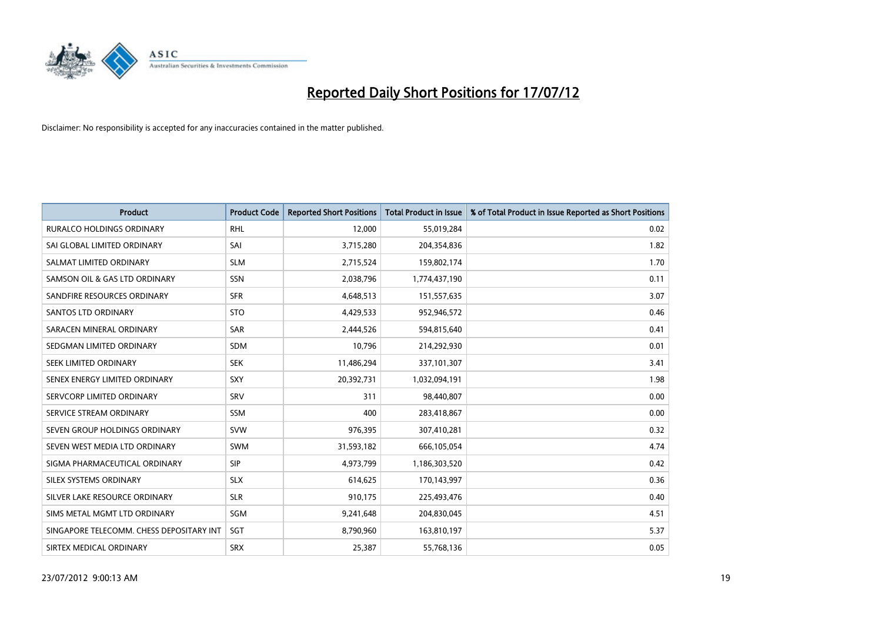# Reported Daily Short Positions for 17/07/12

Disclaimer: No responsibility is accepted for any inaccuracies contained in the matter published.

| Product | Product Code | Reported Short Positions | Total Product in Issue | % of Total Product in Issue Reported as Short Positions |
|---|---|---|---|---|
| RURALCO HOLDINGS ORDINARY | RHL | 12,000 | 55,019,284 | 0.02 |
| SAI GLOBAL LIMITED ORDINARY | SAI | 3,715,280 | 204,354,836 | 1.82 |
| SALMAT LIMITED ORDINARY | SLM | 2,715,524 | 159,802,174 | 1.70 |
| SAMSON OIL & GAS LTD ORDINARY | SSN | 2,038,796 | 1,774,437,190 | 0.11 |
| SANDFIRE RESOURCES ORDINARY | SFR | 4,648,513 | 151,557,635 | 3.07 |
| SANTOS LTD ORDINARY | STO | 4,429,533 | 952,946,572 | 0.46 |
| SARACEN MINERAL ORDINARY | SAR | 2,444,526 | 594,815,640 | 0.41 |
| SEDGMAN LIMITED ORDINARY | SDM | 10,796 | 214,292,930 | 0.01 |
| SEEK LIMITED ORDINARY | SEK | 11,486,294 | 337,101,307 | 3.41 |
| SENEX ENERGY LIMITED ORDINARY | SXY | 20,392,731 | 1,032,094,191 | 1.98 |
| SERVCORP LIMITED ORDINARY | SRV | 311 | 98,440,807 | 0.00 |
| SERVICE STREAM ORDINARY | SSM | 400 | 283,418,867 | 0.00 |
| SEVEN GROUP HOLDINGS ORDINARY | SVW | 976,395 | 307,410,281 | 0.32 |
| SEVEN WEST MEDIA LTD ORDINARY | SWM | 31,593,182 | 666,105,054 | 4.74 |
| SIGMA PHARMACEUTICAL ORDINARY | SIP | 4,973,799 | 1,186,303,520 | 0.42 |
| SILEX SYSTEMS ORDINARY | SLX | 614,625 | 170,143,997 | 0.36 |
| SILVER LAKE RESOURCE ORDINARY | SLR | 910,175 | 225,493,476 | 0.40 |
| SIMS METAL MGMT LTD ORDINARY | SGM | 9,241,648 | 204,830,045 | 4.51 |
| SINGAPORE TELECOMM. CHESS DEPOSITARY INT | SGT | 8,790,960 | 163,810,197 | 5.37 |
| SIRTEX MEDICAL ORDINARY | SRX | 25,387 | 55,768,136 | 0.05 |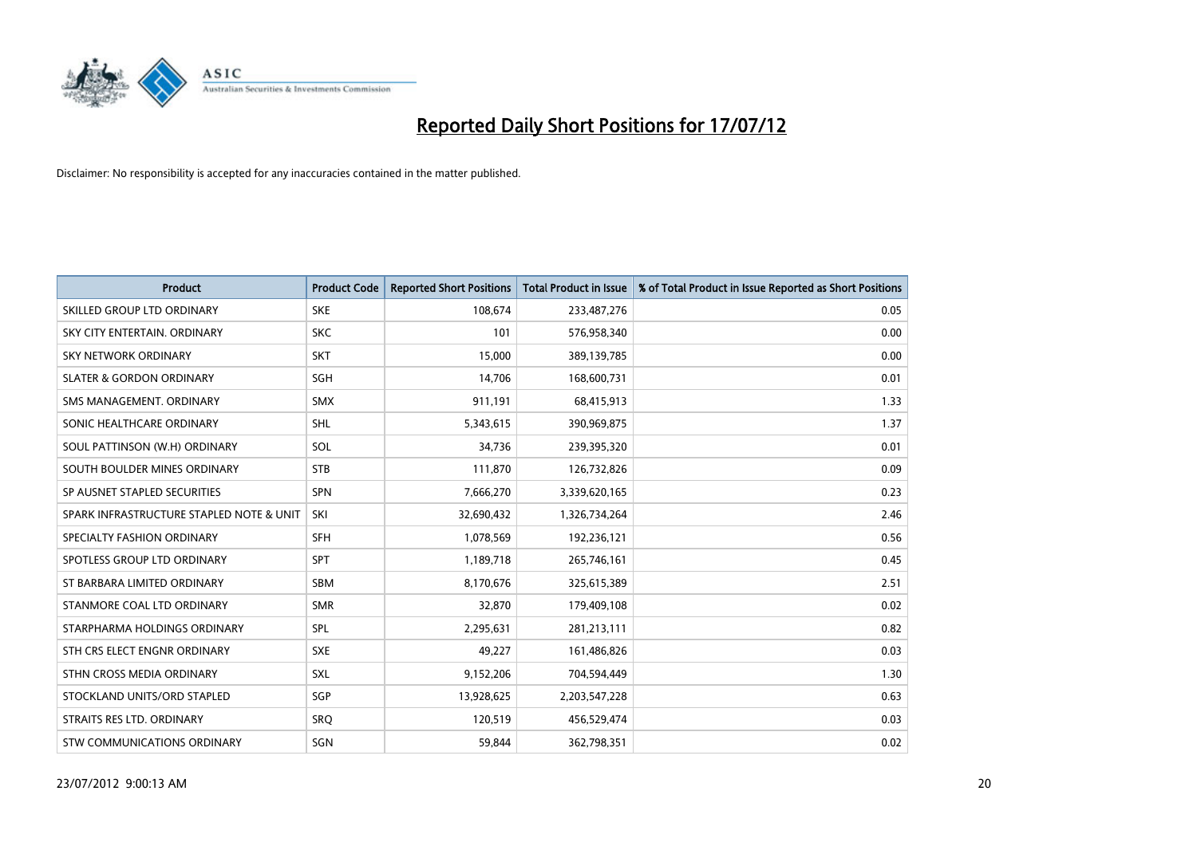# Reported Daily Short Positions for 17/07/12

Disclaimer: No responsibility is accepted for any inaccuracies contained in the matter published.

| Product | Product Code | Reported Short Positions | Total Product in Issue | % of Total Product in Issue Reported as Short Positions |
|---|---|---|---|---|
| SKILLED GROUP LTD ORDINARY | SKE | 108,674 | 233,487,276 | 0.05 |
| SKY CITY ENTERTAIN. ORDINARY | SKC | 101 | 576,958,340 | 0.00 |
| SKY NETWORK ORDINARY | SKT | 15,000 | 389,139,785 | 0.00 |
| SLATER & GORDON ORDINARY | SGH | 14,706 | 168,600,731 | 0.01 |
| SMS MANAGEMENT. ORDINARY | SMX | 911,191 | 68,415,913 | 1.33 |
| SONIC HEALTHCARE ORDINARY | SHL | 5,343,615 | 390,969,875 | 1.37 |
| SOUL PATTINSON (W.H) ORDINARY | SOL | 34,736 | 239,395,320 | 0.01 |
| SOUTH BOULDER MINES ORDINARY | STB | 111,870 | 126,732,826 | 0.09 |
| SP AUSNET STAPLED SECURITIES | SPN | 7,666,270 | 3,339,620,165 | 0.23 |
| SPARK INFRASTRUCTURE STAPLED NOTE & UNIT | SKI | 32,690,432 | 1,326,734,264 | 2.46 |
| SPECIALTY FASHION ORDINARY | SFH | 1,078,569 | 192,236,121 | 0.56 |
| SPOTLESS GROUP LTD ORDINARY | SPT | 1,189,718 | 265,746,161 | 0.45 |
| ST BARBARA LIMITED ORDINARY | SBM | 8,170,676 | 325,615,389 | 2.51 |
| STANMORE COAL LTD ORDINARY | SMR | 32,870 | 179,409,108 | 0.02 |
| STARPHARMA HOLDINGS ORDINARY | SPL | 2,295,631 | 281,213,111 | 0.82 |
| STH CRS ELECT ENGNR ORDINARY | SXE | 49,227 | 161,486,826 | 0.03 |
| STHN CROSS MEDIA ORDINARY | SXL | 9,152,206 | 704,594,449 | 1.30 |
| STOCKLAND UNITS/ORD STAPLED | SGP | 13,928,625 | 2,203,547,228 | 0.63 |
| STRAITS RES LTD. ORDINARY | SRQ | 120,519 | 456,529,474 | 0.03 |
| STW COMMUNICATIONS ORDINARY | SGN | 59,844 | 362,798,351 | 0.02 |

23/07/2012 9:00:13 AM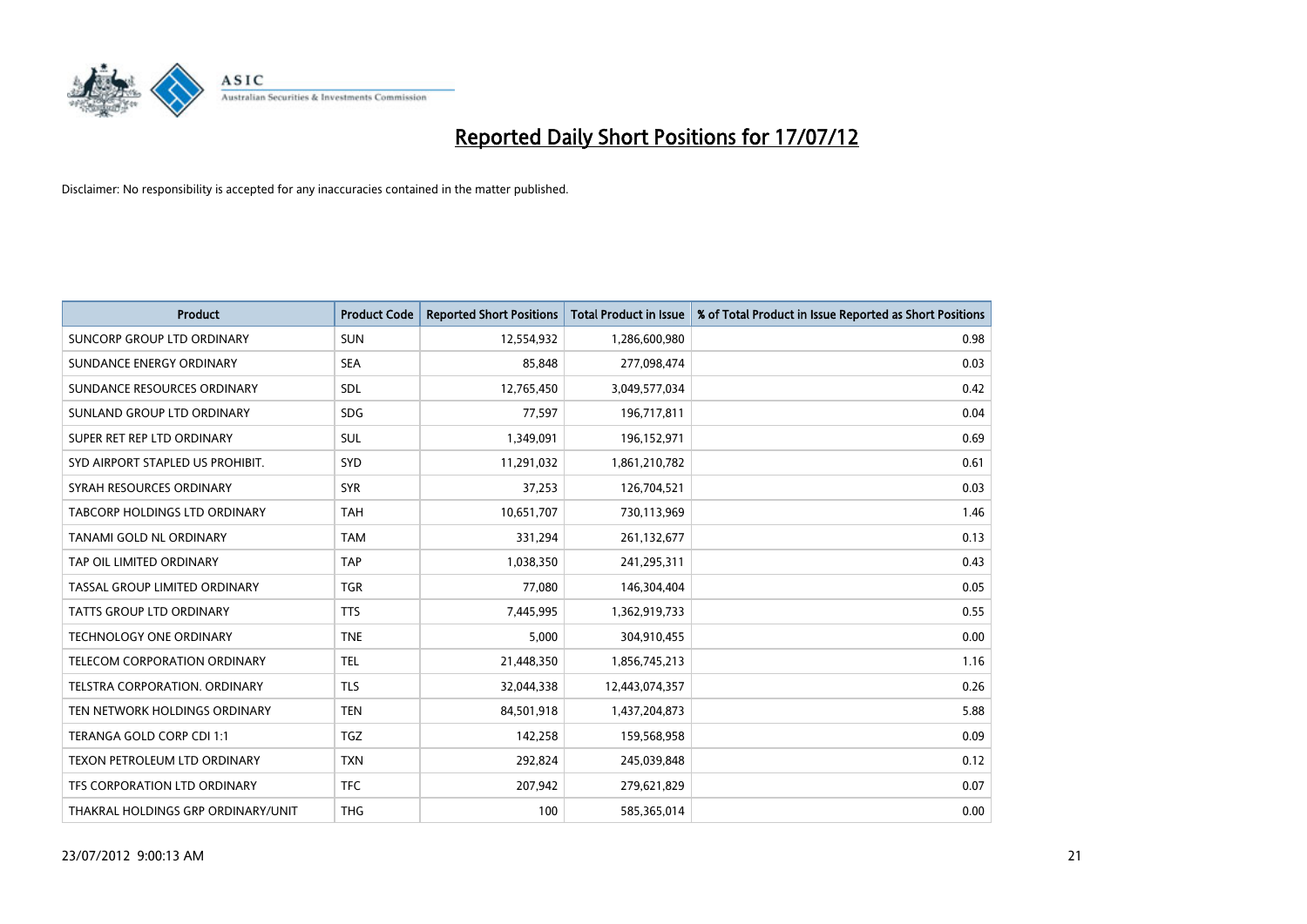# Reported Daily Short Positions for 17/07/12

Disclaimer: No responsibility is accepted for any inaccuracies contained in the matter published.

| Product | Product Code | Reported Short Positions | Total Product in Issue | % of Total Product in Issue Reported as Short Positions |
|---|---|---|---|---|
| SUNCORP GROUP LTD ORDINARY | SUN | 12,554,932 | 1,286,600,980 | 0.98 |
| SUNDANCE ENERGY ORDINARY | SEA | 85,848 | 277,098,474 | 0.03 |
| SUNDANCE RESOURCES ORDINARY | SDL | 12,765,450 | 3,049,577,034 | 0.42 |
| SUNLAND GROUP LTD ORDINARY | SDG | 77,597 | 196,717,811 | 0.04 |
| SUPER RET REP LTD ORDINARY | SUL | 1,349,091 | 196,152,971 | 0.69 |
| SYD AIRPORT STAPLED US PROHIBIT. | SYD | 11,291,032 | 1,861,210,782 | 0.61 |
| SYRAH RESOURCES ORDINARY | SYR | 37,253 | 126,704,521 | 0.03 |
| TABCORP HOLDINGS LTD ORDINARY | TAH | 10,651,707 | 730,113,969 | 1.46 |
| TANAMI GOLD NL ORDINARY | TAM | 331,294 | 261,132,677 | 0.13 |
| TAP OIL LIMITED ORDINARY | TAP | 1,038,350 | 241,295,311 | 0.43 |
| TASSAL GROUP LIMITED ORDINARY | TGR | 77,080 | 146,304,404 | 0.05 |
| TATTS GROUP LTD ORDINARY | TTS | 7,445,995 | 1,362,919,733 | 0.55 |
| TECHNOLOGY ONE ORDINARY | TNE | 5,000 | 304,910,455 | 0.00 |
| TELECOM CORPORATION ORDINARY | TEL | 21,448,350 | 1,856,745,213 | 1.16 |
| TELSTRA CORPORATION. ORDINARY | TLS | 32,044,338 | 12,443,074,357 | 0.26 |
| TEN NETWORK HOLDINGS ORDINARY | TEN | 84,501,918 | 1,437,204,873 | 5.88 |
| TERANGA GOLD CORP CDI 1:1 | TGZ | 142,258 | 159,568,958 | 0.09 |
| TEXON PETROLEUM LTD ORDINARY | TXN | 292,824 | 245,039,848 | 0.12 |
| TFS CORPORATION LTD ORDINARY | TFC | 207,942 | 279,621,829 | 0.07 |
| THAKRAL HOLDINGS GRP ORDINARY/UNIT | THG | 100 | 585,365,014 | 0.00 |

23/07/2012 9:00:13 AM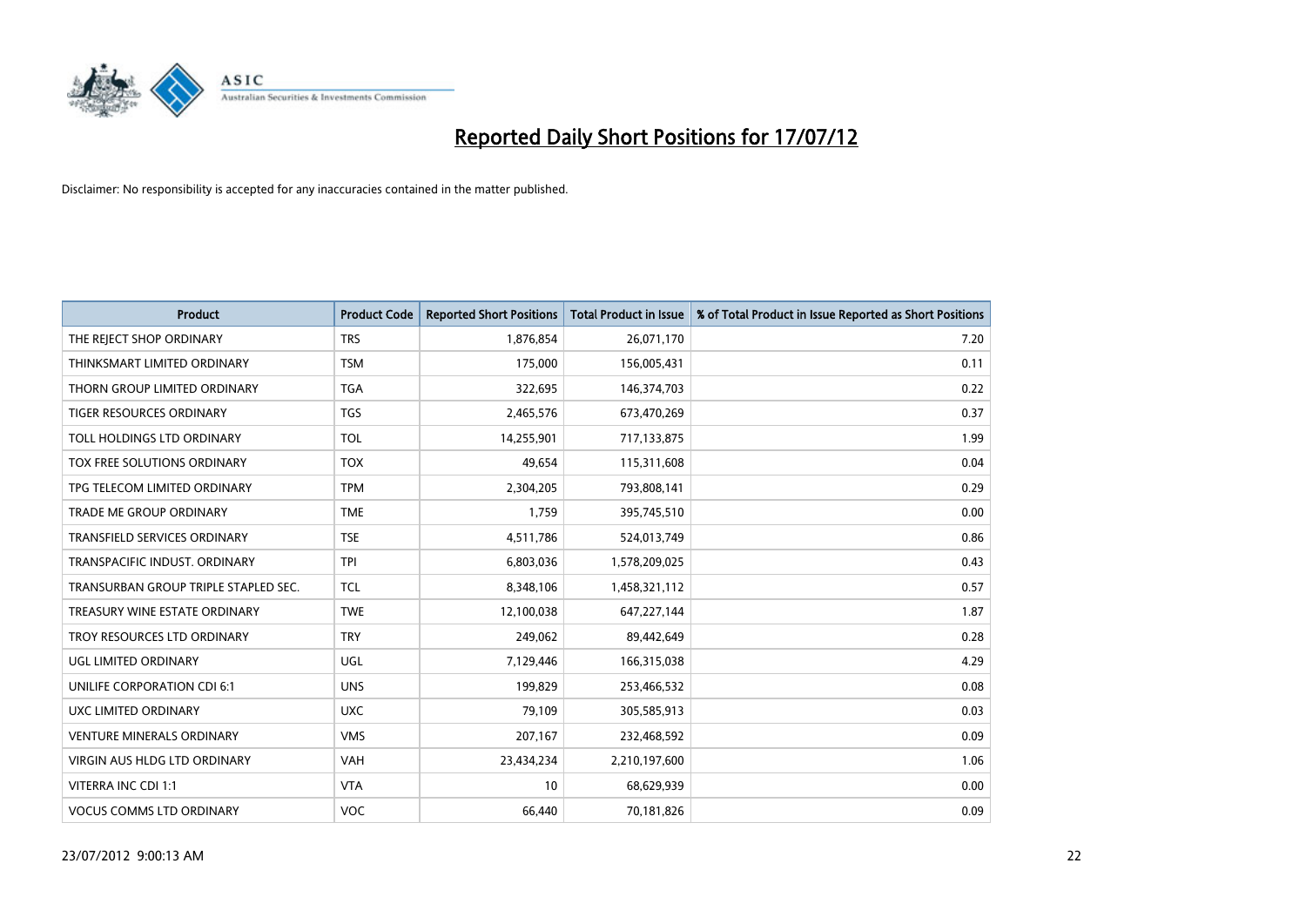# Reported Daily Short Positions for 17/07/12

Disclaimer: No responsibility is accepted for any inaccuracies contained in the matter published.

| Product | Product Code | Reported Short Positions | Total Product in Issue | % of Total Product in Issue Reported as Short Positions |
|---|---|---|---|---|
| THE REJECT SHOP ORDINARY | TRS | 1,876,854 | 26,071,170 | 7.20 |
| THINKSMART LIMITED ORDINARY | TSM | 175,000 | 156,005,431 | 0.11 |
| THORN GROUP LIMITED ORDINARY | TGA | 322,695 | 146,374,703 | 0.22 |
| TIGER RESOURCES ORDINARY | TGS | 2,465,576 | 673,470,269 | 0.37 |
| TOLL HOLDINGS LTD ORDINARY | TOL | 14,255,901 | 717,133,875 | 1.99 |
| TOX FREE SOLUTIONS ORDINARY | TOX | 49,654 | 115,311,608 | 0.04 |
| TPG TELECOM LIMITED ORDINARY | TPM | 2,304,205 | 793,808,141 | 0.29 |
| TRADE ME GROUP ORDINARY | TME | 1,759 | 395,745,510 | 0.00 |
| TRANSFIELD SERVICES ORDINARY | TSE | 4,511,786 | 524,013,749 | 0.86 |
| TRANSPACIFIC INDUST. ORDINARY | TPI | 6,803,036 | 1,578,209,025 | 0.43 |
| TRANSURBAN GROUP TRIPLE STAPLED SEC. | TCL | 8,348,106 | 1,458,321,112 | 0.57 |
| TREASURY WINE ESTATE ORDINARY | TWE | 12,100,038 | 647,227,144 | 1.87 |
| TROY RESOURCES LTD ORDINARY | TRY | 249,062 | 89,442,649 | 0.28 |
| UGL LIMITED ORDINARY | UGL | 7,129,446 | 166,315,038 | 4.29 |
| UNILIFE CORPORATION CDI 6:1 | UNS | 199,829 | 253,466,532 | 0.08 |
| UXC LIMITED ORDINARY | UXC | 79,109 | 305,585,913 | 0.03 |
| VENTURE MINERALS ORDINARY | VMS | 207,167 | 232,468,592 | 0.09 |
| VIRGIN AUS HLDG LTD ORDINARY | VAH | 23,434,234 | 2,210,197,600 | 1.06 |
| VITERRA INC CDI 1:1 | VTA | 10 | 68,629,939 | 0.00 |
| VOCUS COMMS LTD ORDINARY | VOC | 66,440 | 70,181,826 | 0.09 |

23/07/2012 9:00:13 AM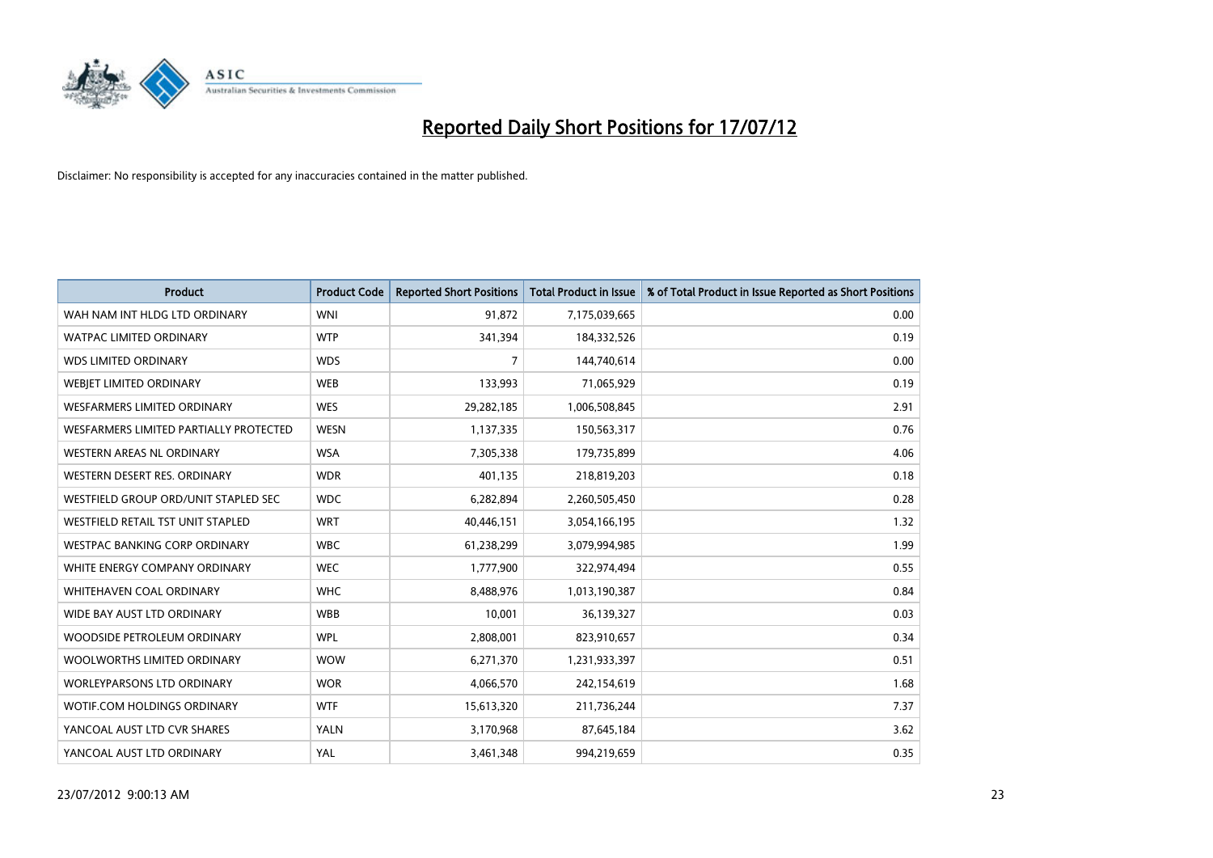# Reported Daily Short Positions for 17/07/12

Disclaimer: No responsibility is accepted for any inaccuracies contained in the matter published.

| Product | Product Code | Reported Short Positions | Total Product in Issue | % of Total Product in Issue Reported as Short Positions |
|---|---|---|---|---|
| WAH NAM INT HLDG LTD ORDINARY | WNI | 91,872 | 7,175,039,665 | 0.00 |
| WATPAC LIMITED ORDINARY | WTP | 341,394 | 184,332,526 | 0.19 |
| WDS LIMITED ORDINARY | WDS | 7 | 144,740,614 | 0.00 |
| WEBJET LIMITED ORDINARY | WEB | 133,993 | 71,065,929 | 0.19 |
| WESFARMERS LIMITED ORDINARY | WES | 29,282,185 | 1,006,508,845 | 2.91 |
| WESFARMERS LIMITED PARTIALLY PROTECTED | WESN | 1,137,335 | 150,563,317 | 0.76 |
| WESTERN AREAS NL ORDINARY | WSA | 7,305,338 | 179,735,899 | 4.06 |
| WESTERN DESERT RES. ORDINARY | WDR | 401,135 | 218,819,203 | 0.18 |
| WESTFIELD GROUP ORD/UNIT STAPLED SEC | WDC | 6,282,894 | 2,260,505,450 | 0.28 |
| WESTFIELD RETAIL TST UNIT STAPLED | WRT | 40,446,151 | 3,054,166,195 | 1.32 |
| WESTPAC BANKING CORP ORDINARY | WBC | 61,238,299 | 3,079,994,985 | 1.99 |
| WHITE ENERGY COMPANY ORDINARY | WEC | 1,777,900 | 322,974,494 | 0.55 |
| WHITEHAVEN COAL ORDINARY | WHC | 8,488,976 | 1,013,190,387 | 0.84 |
| WIDE BAY AUST LTD ORDINARY | WBB | 10,001 | 36,139,327 | 0.03 |
| WOODSIDE PETROLEUM ORDINARY | WPL | 2,808,001 | 823,910,657 | 0.34 |
| WOOLWORTHS LIMITED ORDINARY | WOW | 6,271,370 | 1,231,933,397 | 0.51 |
| WORLEYPARSONS LTD ORDINARY | WOR | 4,066,570 | 242,154,619 | 1.68 |
| WOTIF.COM HOLDINGS ORDINARY | WTF | 15,613,320 | 211,736,244 | 7.37 |
| YANCOAL AUST LTD CVR SHARES | YALN | 3,170,968 | 87,645,184 | 3.62 |
| YANCOAL AUST LTD ORDINARY | YAL | 3,461,348 | 994,219,659 | 0.35 |

23/07/2012 9:00:13 AM